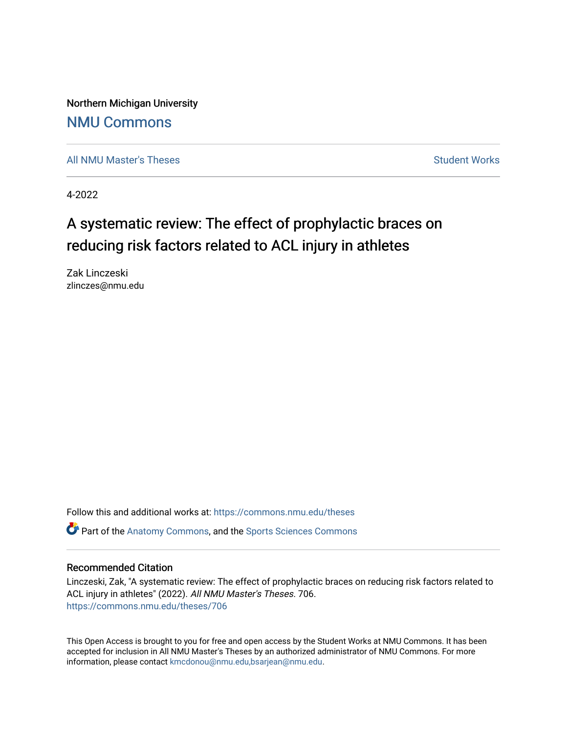Northern Michigan University

# NMU Commons

All NMU Master's Theses | Student Works

4-2022

# A systematic review: The effect of prophylactic braces on reducing risk factors related to ACL injury in athletes

Zak Linczeski
zlinczes@nmu.edu

Follow this and additional works at: https://commons.nmu.edu/theses

Part of the Anatomy Commons, and the Sports Sciences Commons

## Recommended Citation

Linczeski, Zak, "A systematic review: The effect of prophylactic braces on reducing risk factors related to ACL injury in athletes" (2022). *All NMU Master's Theses*. 706.
https://commons.nmu.edu/theses/706

This Open Access is brought to you for free and open access by the Student Works at NMU Commons. It has been accepted for inclusion in All NMU Master's Theses by an authorized administrator of NMU Commons. For more information, please contact kmcdonou@nmu.edu,bsarjean@nmu.edu.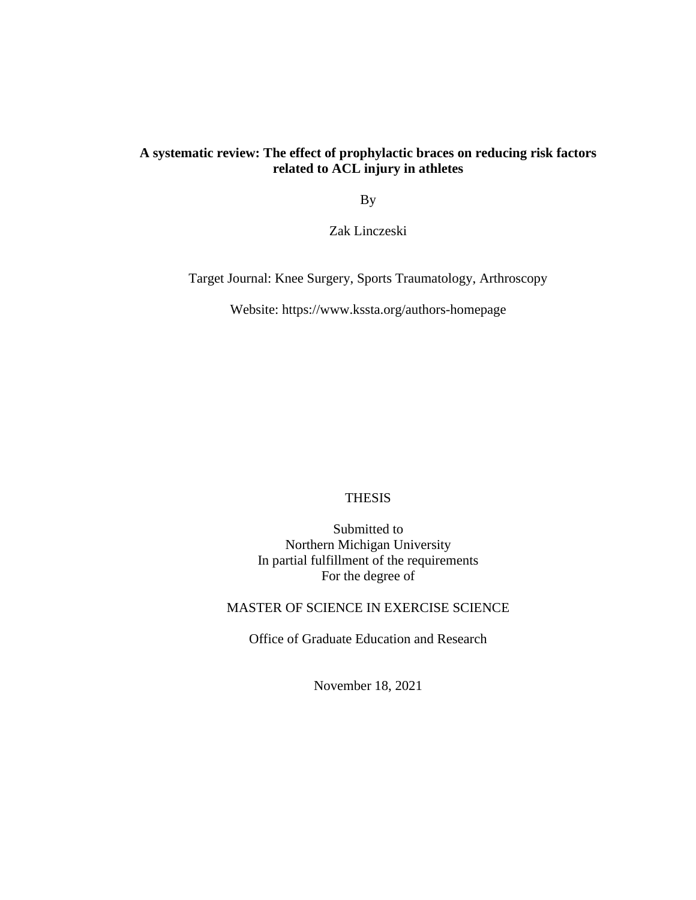**A systematic review: The effect of prophylactic braces on reducing risk factors related to ACL injury in athletes**

By

Zak Linczeski

Target Journal: Knee Surgery, Sports Traumatology, Arthroscopy

Website: https://www.kssta.org/authors-homepage

THESIS

Submitted to
Northern Michigan University
In partial fulfillment of the requirements
For the degree of

MASTER OF SCIENCE IN EXERCISE SCIENCE

Office of Graduate Education and Research

November 18, 2021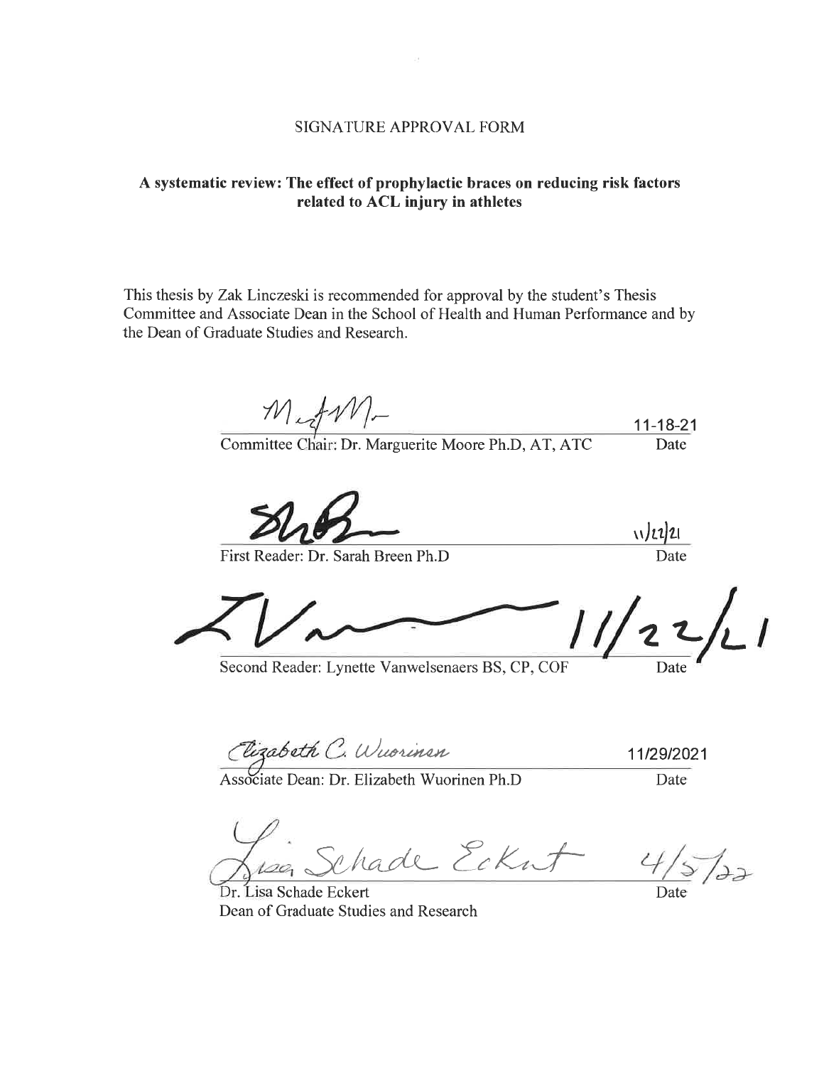SIGNATURE APPROVAL FORM

**A systematic review: The effect of prophylactic braces on reducing risk factors related to ACL injury in athletes**

This thesis by Zak Linczeski is recommended for approval by the student's Thesis Committee and Associate Dean in the School of Health and Human Performance and by the Dean of Graduate Studies and Research.

Committee Chair: Dr. Marguerite Moore Ph.D, AT, ATC — Date: 11-18-21

First Reader: Dr. Sarah Breen Ph.D — Date: 11/22/21

Second Reader: Lynette Vanwelsenaers BS, CP, COF — Date: 11/22/21

Associate Dean: Dr. Elizabeth Wuorinen Ph.D — Date: 11/29/2021

Dr. Lisa Schade Eckert
Dean of Graduate Studies and Research — Date: 4/5/22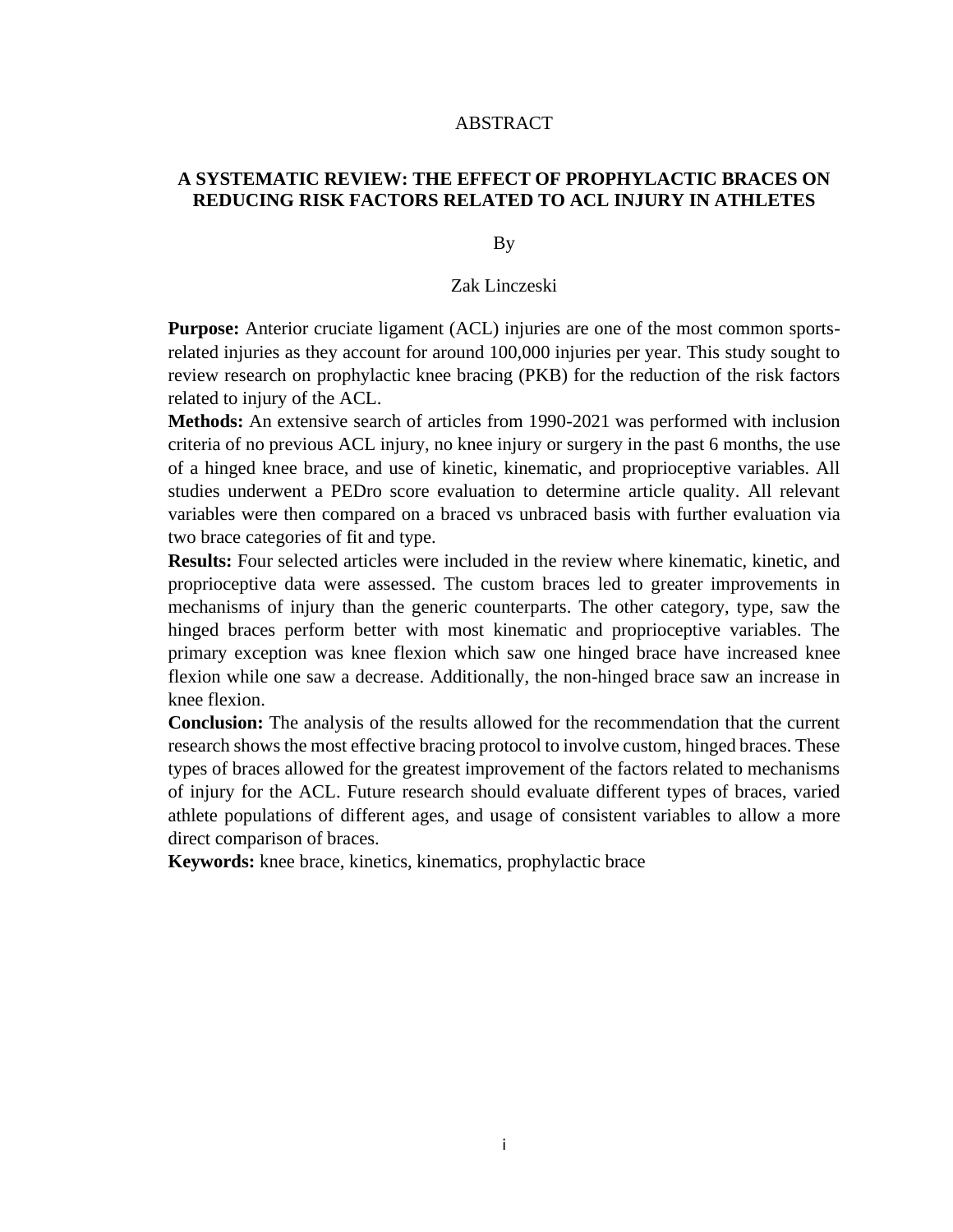# ABSTRACT

## A SYSTEMATIC REVIEW: THE EFFECT OF PROPHYLACTIC BRACES ON REDUCING RISK FACTORS RELATED TO ACL INJURY IN ATHLETES

By

Zak Linczeski

**Purpose:** Anterior cruciate ligament (ACL) injuries are one of the most common sports-related injuries as they account for around 100,000 injuries per year. This study sought to review research on prophylactic knee bracing (PKB) for the reduction of the risk factors related to injury of the ACL.

**Methods:** An extensive search of articles from 1990-2021 was performed with inclusion criteria of no previous ACL injury, no knee injury or surgery in the past 6 months, the use of a hinged knee brace, and use of kinetic, kinematic, and proprioceptive variables. All studies underwent a PEDro score evaluation to determine article quality. All relevant variables were then compared on a braced vs unbraced basis with further evaluation via two brace categories of fit and type.

**Results:** Four selected articles were included in the review where kinematic, kinetic, and proprioceptive data were assessed. The custom braces led to greater improvements in mechanisms of injury than the generic counterparts. The other category, type, saw the hinged braces perform better with most kinematic and proprioceptive variables. The primary exception was knee flexion which saw one hinged brace have increased knee flexion while one saw a decrease. Additionally, the non-hinged brace saw an increase in knee flexion.

**Conclusion:** The analysis of the results allowed for the recommendation that the current research shows the most effective bracing protocol to involve custom, hinged braces. These types of braces allowed for the greatest improvement of the factors related to mechanisms of injury for the ACL. Future research should evaluate different types of braces, varied athlete populations of different ages, and usage of consistent variables to allow a more direct comparison of braces.

**Keywords:** knee brace, kinetics, kinematics, prophylactic brace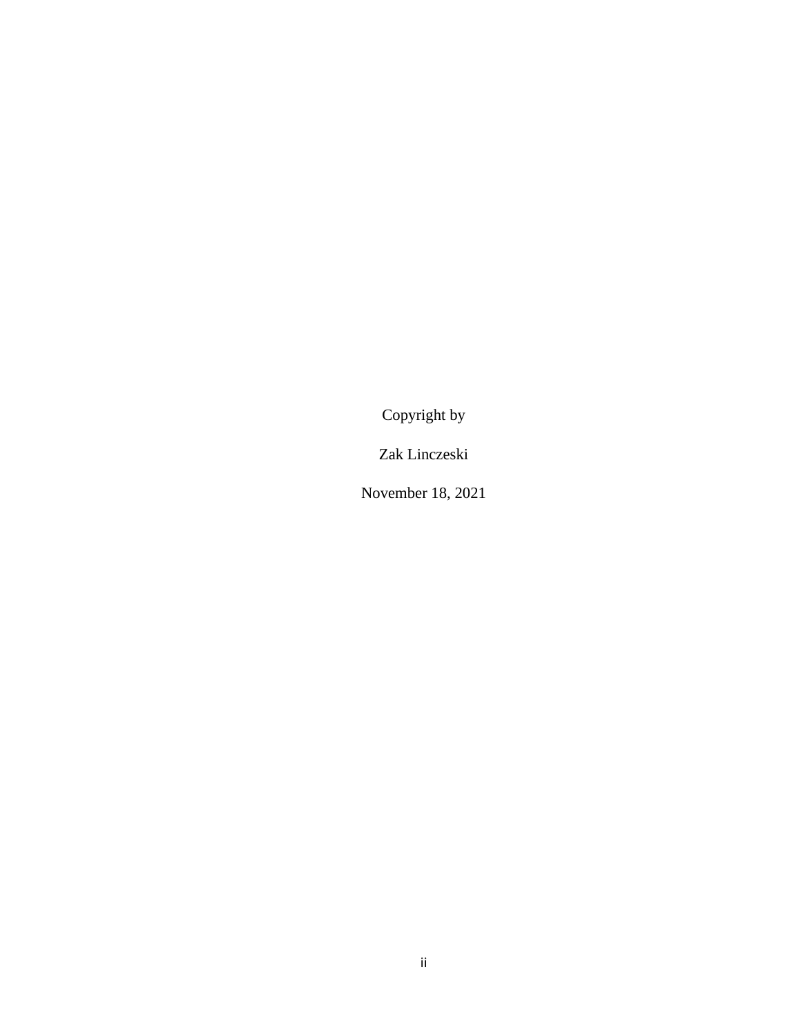Copyright by

Zak Linczeski

November 18, 2021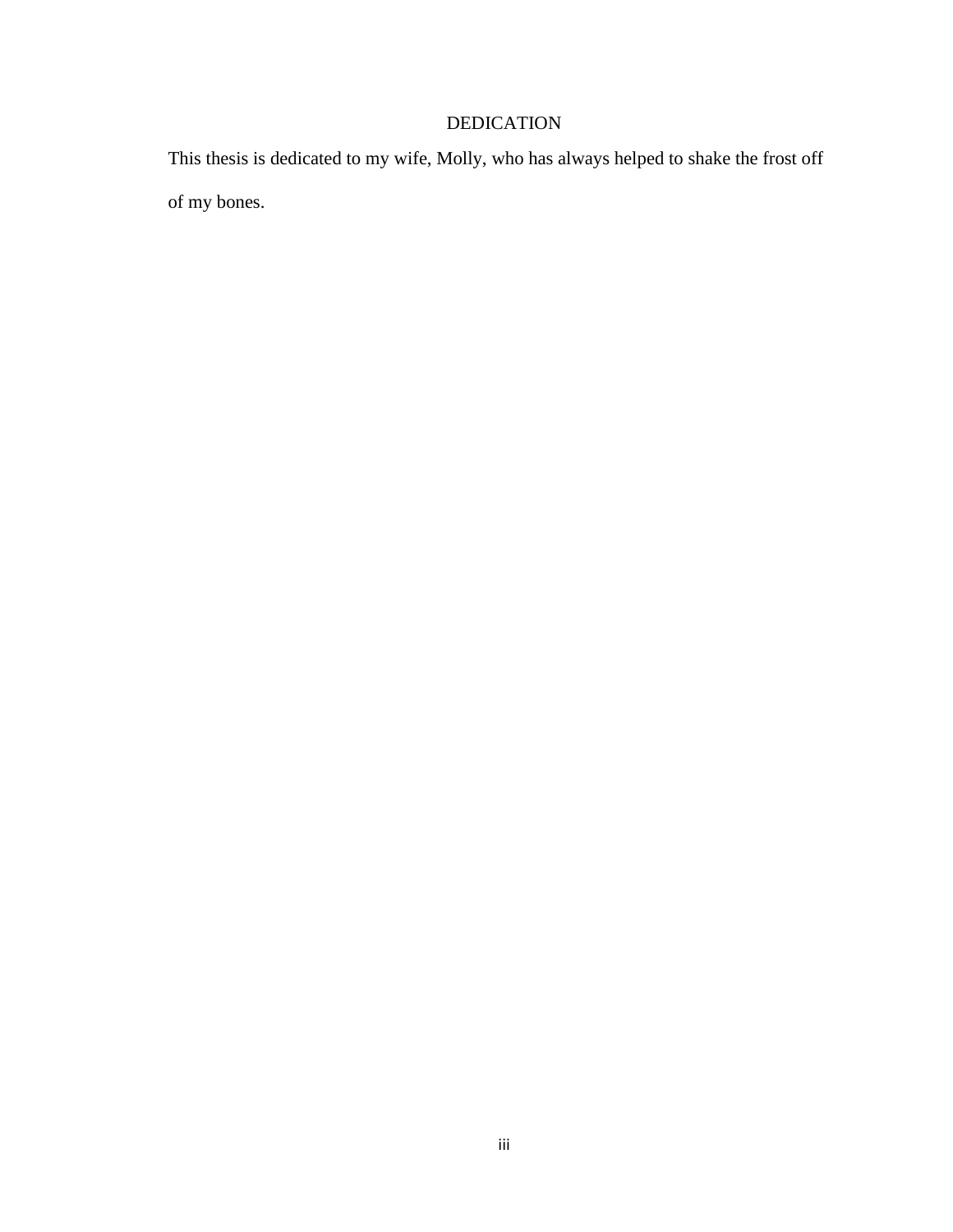# DEDICATION

This thesis is dedicated to my wife, Molly, who has always helped to shake the frost off of my bones.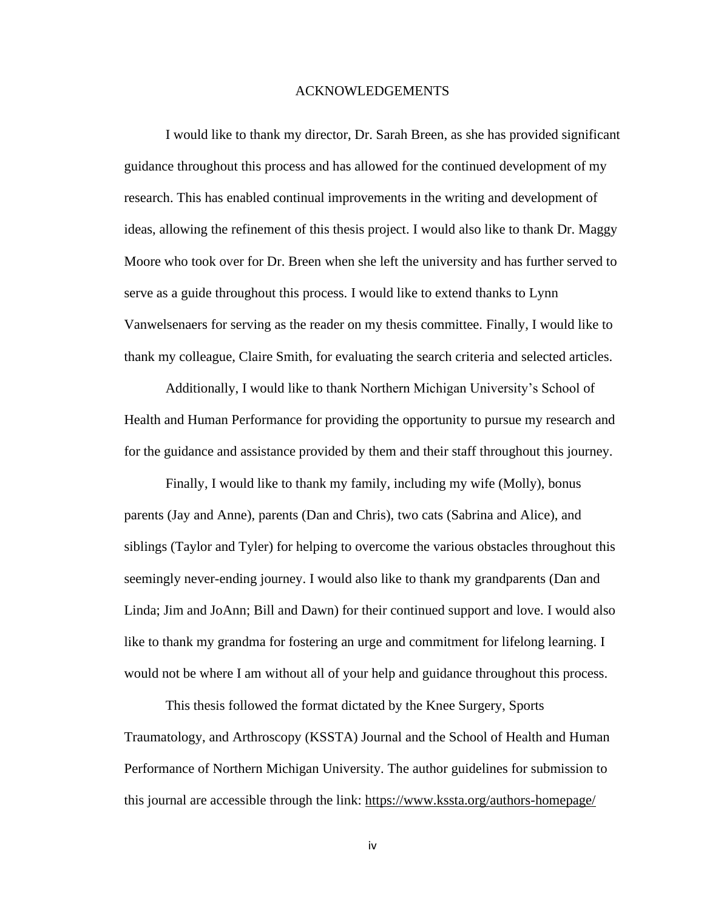# ACKNOWLEDGEMENTS

I would like to thank my director, Dr. Sarah Breen, as she has provided significant guidance throughout this process and has allowed for the continued development of my research. This has enabled continual improvements in the writing and development of ideas, allowing the refinement of this thesis project. I would also like to thank Dr. Maggy Moore who took over for Dr. Breen when she left the university and has further served to serve as a guide throughout this process. I would like to extend thanks to Lynn Vanwelsenaers for serving as the reader on my thesis committee. Finally, I would like to thank my colleague, Claire Smith, for evaluating the search criteria and selected articles.

Additionally, I would like to thank Northern Michigan University's School of Health and Human Performance for providing the opportunity to pursue my research and for the guidance and assistance provided by them and their staff throughout this journey.

Finally, I would like to thank my family, including my wife (Molly), bonus parents (Jay and Anne), parents (Dan and Chris), two cats (Sabrina and Alice), and siblings (Taylor and Tyler) for helping to overcome the various obstacles throughout this seemingly never-ending journey. I would also like to thank my grandparents (Dan and Linda; Jim and JoAnn; Bill and Dawn) for their continued support and love. I would also like to thank my grandma for fostering an urge and commitment for lifelong learning. I would not be where I am without all of your help and guidance throughout this process.

This thesis followed the format dictated by the Knee Surgery, Sports Traumatology, and Arthroscopy (KSSTA) Journal and the School of Health and Human Performance of Northern Michigan University. The author guidelines for submission to this journal are accessible through the link: https://www.kssta.org/authors-homepage/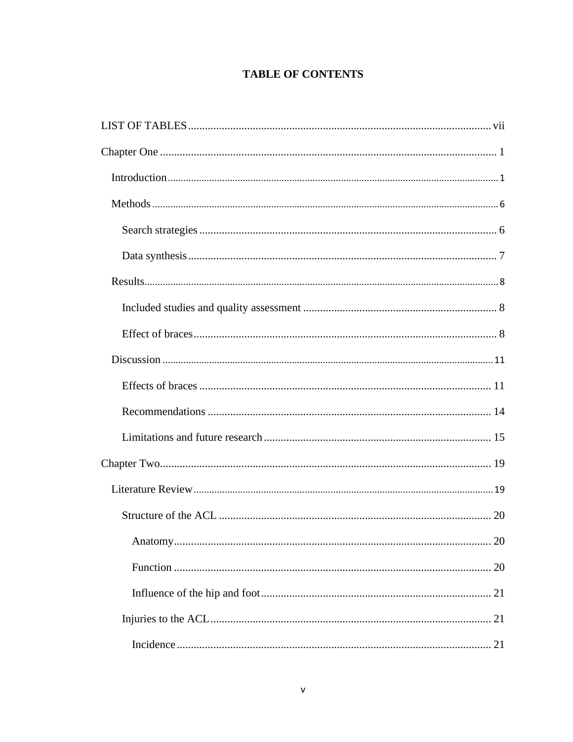# TABLE OF CONTENTS

LIST OF TABLES ........................................................................................................ vii

Chapter One ........................................................................................................ 1

- Introduction ........................................................................................................ 1
- Methods ........................................................................................................ 6
  - Search strategies ........................................................................................................ 6
  - Data synthesis ........................................................................................................ 7
- Results ........................................................................................................ 8
  - Included studies and quality assessment ........................................................................................................ 8
  - Effect of braces ........................................................................................................ 8
- Discussion ........................................................................................................ 11
  - Effects of braces ........................................................................................................ 11
  - Recommendations ........................................................................................................ 14
  - Limitations and future research ........................................................................................................ 15

Chapter Two ........................................................................................................ 19

- Literature Review ........................................................................................................ 19
  - Structure of the ACL ........................................................................................................ 20
    - Anatomy ........................................................................................................ 20
    - Function ........................................................................................................ 20
    - Influence of the hip and foot ........................................................................................................ 21
  - Injuries to the ACL ........................................................................................................ 21
    - Incidence ........................................................................................................ 21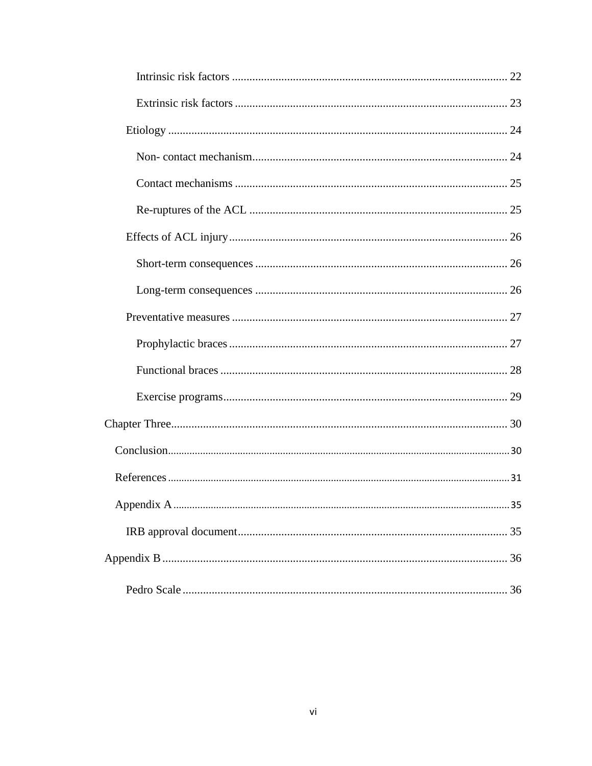- Intrinsic risk factors ... 22
- Extrinsic risk factors ... 23

Etiology ... 24

- Non- contact mechanism ... 24
- Contact mechanisms ... 25
- Re-ruptures of the ACL ... 25

Effects of ACL injury ... 26

- Short-term consequences ... 26
- Long-term consequences ... 26

Preventative measures ... 27

- Prophylactic braces ... 27
- Functional braces ... 28
- Exercise programs ... 29

Chapter Three ... 30

Conclusion ... 30

References ... 31

Appendix A ... 35

IRB approval document ... 35

Appendix B ... 36

Pedro Scale ... 36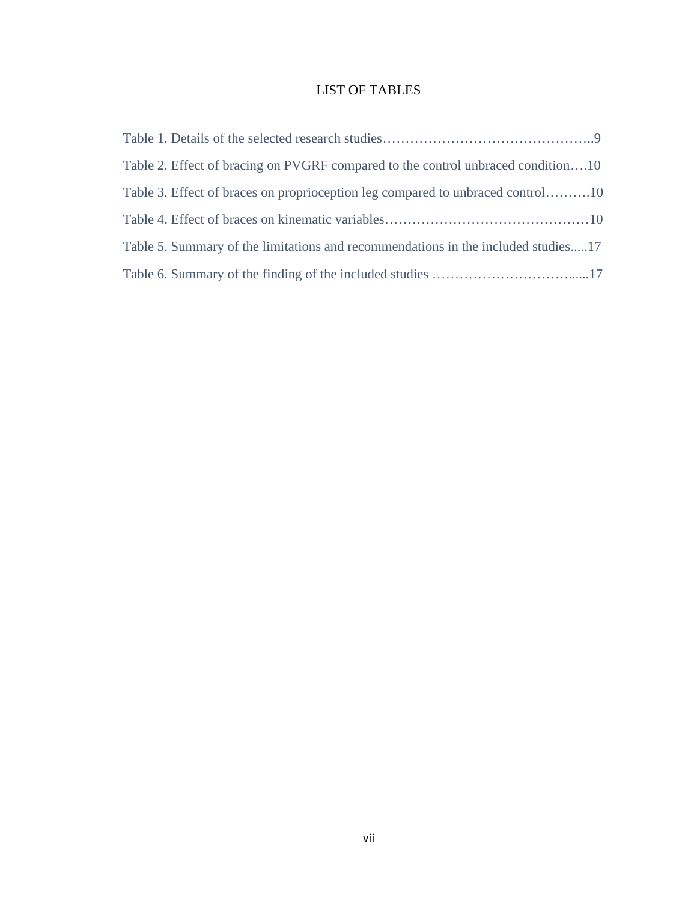# LIST OF TABLES

Table 1. Details of the selected research studies………………………………………..9

Table 2. Effect of bracing on PVGRF compared to the control unbraced condition….10

Table 3. Effect of braces on proprioception leg compared to unbraced control……….10

Table 4. Effect of braces on kinematic variables………………………………………10

Table 5. Summary of the limitations and recommendations in the included studies.....17

Table 6. Summary of the finding of the included studies …………………………......17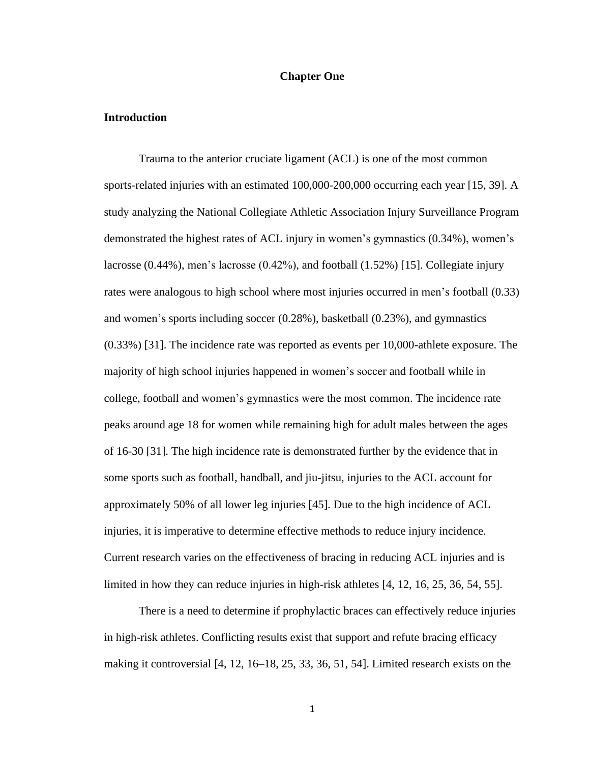# Chapter One

## Introduction

Trauma to the anterior cruciate ligament (ACL) is one of the most common sports-related injuries with an estimated 100,000-200,000 occurring each year [15, 39]. A study analyzing the National Collegiate Athletic Association Injury Surveillance Program demonstrated the highest rates of ACL injury in women's gymnastics (0.34%), women's lacrosse (0.44%), men's lacrosse (0.42%), and football (1.52%) [15]. Collegiate injury rates were analogous to high school where most injuries occurred in men's football (0.33) and women's sports including soccer (0.28%), basketball (0.23%), and gymnastics (0.33%) [31]. The incidence rate was reported as events per 10,000-athlete exposure. The majority of high school injuries happened in women's soccer and football while in college, football and women's gymnastics were the most common. The incidence rate peaks around age 18 for women while remaining high for adult males between the ages of 16-30 [31]. The high incidence rate is demonstrated further by the evidence that in some sports such as football, handball, and jiu-jitsu, injuries to the ACL account for approximately 50% of all lower leg injuries [45]. Due to the high incidence of ACL injuries, it is imperative to determine effective methods to reduce injury incidence. Current research varies on the effectiveness of bracing in reducing ACL injuries and is limited in how they can reduce injuries in high-risk athletes [4, 12, 16, 25, 36, 54, 55].

There is a need to determine if prophylactic braces can effectively reduce injuries in high-risk athletes. Conflicting results exist that support and refute bracing efficacy making it controversial [4, 12, 16–18, 25, 33, 36, 51, 54]. Limited research exists on the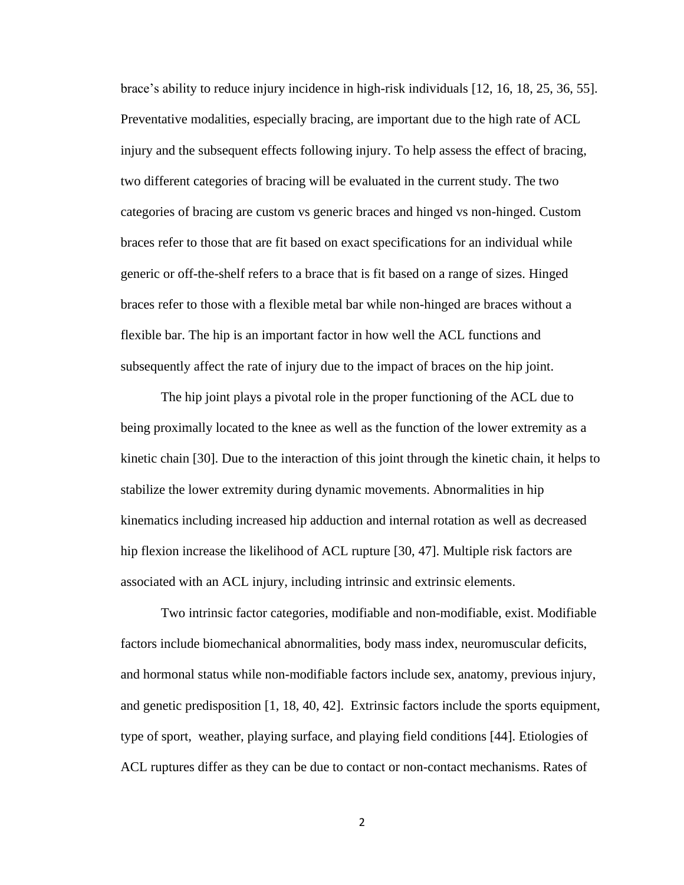brace's ability to reduce injury incidence in high-risk individuals [12, 16, 18, 25, 36, 55]. Preventative modalities, especially bracing, are important due to the high rate of ACL injury and the subsequent effects following injury. To help assess the effect of bracing, two different categories of bracing will be evaluated in the current study. The two categories of bracing are custom vs generic braces and hinged vs non-hinged. Custom braces refer to those that are fit based on exact specifications for an individual while generic or off-the-shelf refers to a brace that is fit based on a range of sizes. Hinged braces refer to those with a flexible metal bar while non-hinged are braces without a flexible bar. The hip is an important factor in how well the ACL functions and subsequently affect the rate of injury due to the impact of braces on the hip joint.

The hip joint plays a pivotal role in the proper functioning of the ACL due to being proximally located to the knee as well as the function of the lower extremity as a kinetic chain [30]. Due to the interaction of this joint through the kinetic chain, it helps to stabilize the lower extremity during dynamic movements. Abnormalities in hip kinematics including increased hip adduction and internal rotation as well as decreased hip flexion increase the likelihood of ACL rupture [30, 47]. Multiple risk factors are associated with an ACL injury, including intrinsic and extrinsic elements.

Two intrinsic factor categories, modifiable and non-modifiable, exist. Modifiable factors include biomechanical abnormalities, body mass index, neuromuscular deficits, and hormonal status while non-modifiable factors include sex, anatomy, previous injury, and genetic predisposition [1, 18, 40, 42]. Extrinsic factors include the sports equipment, type of sport, weather, playing surface, and playing field conditions [44]. Etiologies of ACL ruptures differ as they can be due to contact or non-contact mechanisms. Rates of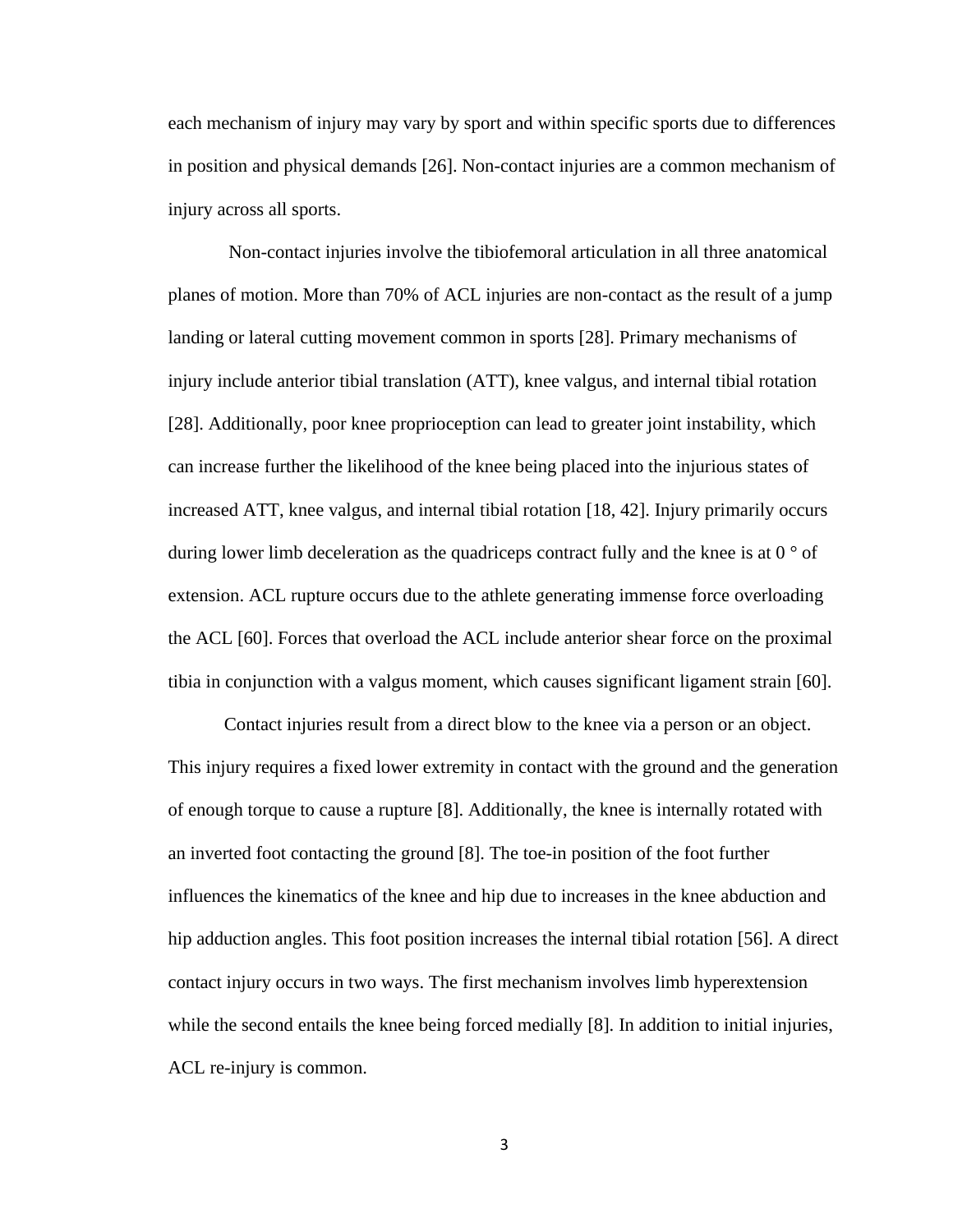each mechanism of injury may vary by sport and within specific sports due to differences in position and physical demands [26]. Non-contact injuries are a common mechanism of injury across all sports.

Non-contact injuries involve the tibiofemoral articulation in all three anatomical planes of motion. More than 70% of ACL injuries are non-contact as the result of a jump landing or lateral cutting movement common in sports [28]. Primary mechanisms of injury include anterior tibial translation (ATT), knee valgus, and internal tibial rotation [28]. Additionally, poor knee proprioception can lead to greater joint instability, which can increase further the likelihood of the knee being placed into the injurious states of increased ATT, knee valgus, and internal tibial rotation [18, 42]. Injury primarily occurs during lower limb deceleration as the quadriceps contract fully and the knee is at 0 ° of extension. ACL rupture occurs due to the athlete generating immense force overloading the ACL [60]. Forces that overload the ACL include anterior shear force on the proximal tibia in conjunction with a valgus moment, which causes significant ligament strain [60].

Contact injuries result from a direct blow to the knee via a person or an object. This injury requires a fixed lower extremity in contact with the ground and the generation of enough torque to cause a rupture [8]. Additionally, the knee is internally rotated with an inverted foot contacting the ground [8]. The toe-in position of the foot further influences the kinematics of the knee and hip due to increases in the knee abduction and hip adduction angles. This foot position increases the internal tibial rotation [56]. A direct contact injury occurs in two ways. The first mechanism involves limb hyperextension while the second entails the knee being forced medially [8]. In addition to initial injuries, ACL re-injury is common.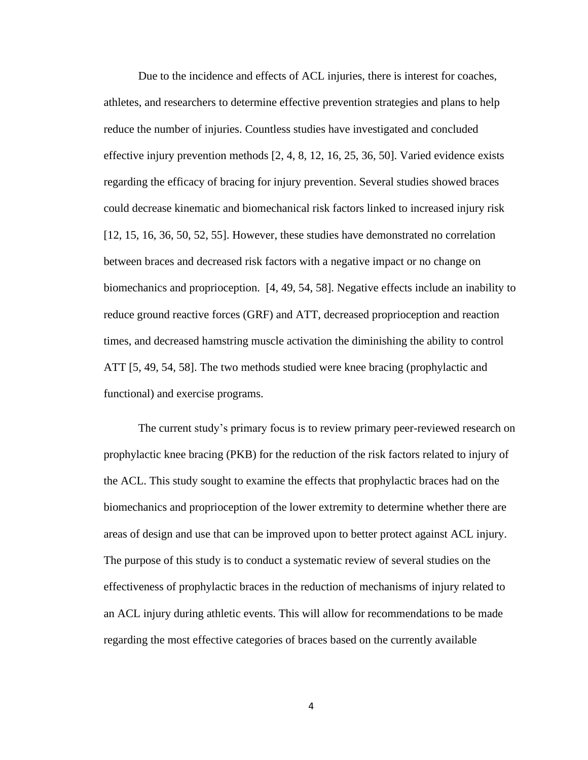Due to the incidence and effects of ACL injuries, there is interest for coaches, athletes, and researchers to determine effective prevention strategies and plans to help reduce the number of injuries. Countless studies have investigated and concluded effective injury prevention methods [2, 4, 8, 12, 16, 25, 36, 50]. Varied evidence exists regarding the efficacy of bracing for injury prevention. Several studies showed braces could decrease kinematic and biomechanical risk factors linked to increased injury risk [12, 15, 16, 36, 50, 52, 55]. However, these studies have demonstrated no correlation between braces and decreased risk factors with a negative impact or no change on biomechanics and proprioception. [4, 49, 54, 58]. Negative effects include an inability to reduce ground reactive forces (GRF) and ATT, decreased proprioception and reaction times, and decreased hamstring muscle activation the diminishing the ability to control ATT [5, 49, 54, 58]. The two methods studied were knee bracing (prophylactic and functional) and exercise programs.

The current study's primary focus is to review primary peer-reviewed research on prophylactic knee bracing (PKB) for the reduction of the risk factors related to injury of the ACL. This study sought to examine the effects that prophylactic braces had on the biomechanics and proprioception of the lower extremity to determine whether there are areas of design and use that can be improved upon to better protect against ACL injury. The purpose of this study is to conduct a systematic review of several studies on the effectiveness of prophylactic braces in the reduction of mechanisms of injury related to an ACL injury during athletic events. This will allow for recommendations to be made regarding the most effective categories of braces based on the currently available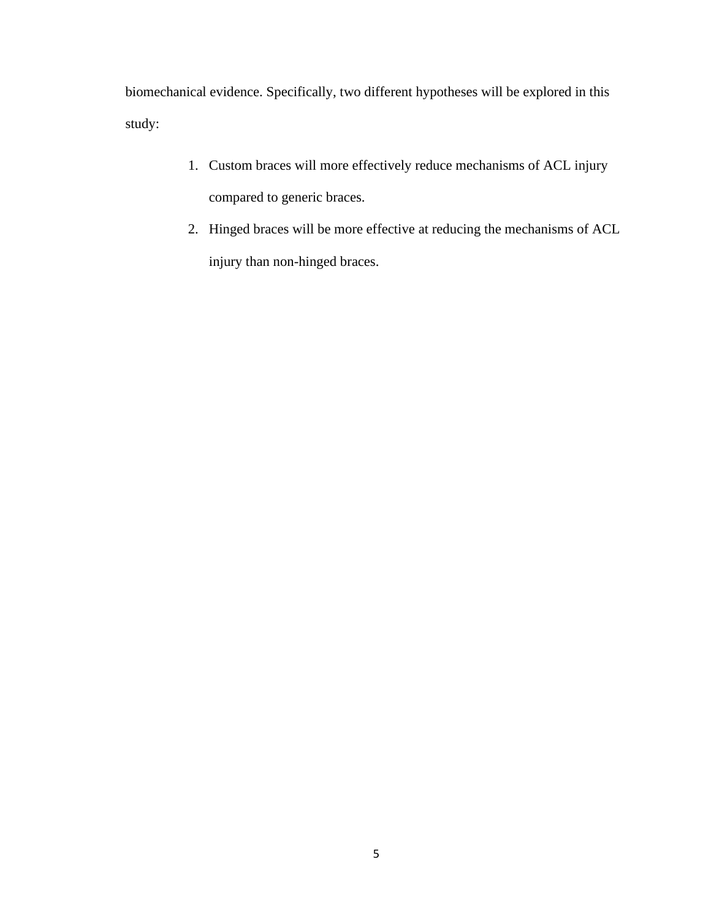biomechanical evidence. Specifically, two different hypotheses will be explored in this study:

1. Custom braces will more effectively reduce mechanisms of ACL injury compared to generic braces.
2. Hinged braces will be more effective at reducing the mechanisms of ACL injury than non-hinged braces.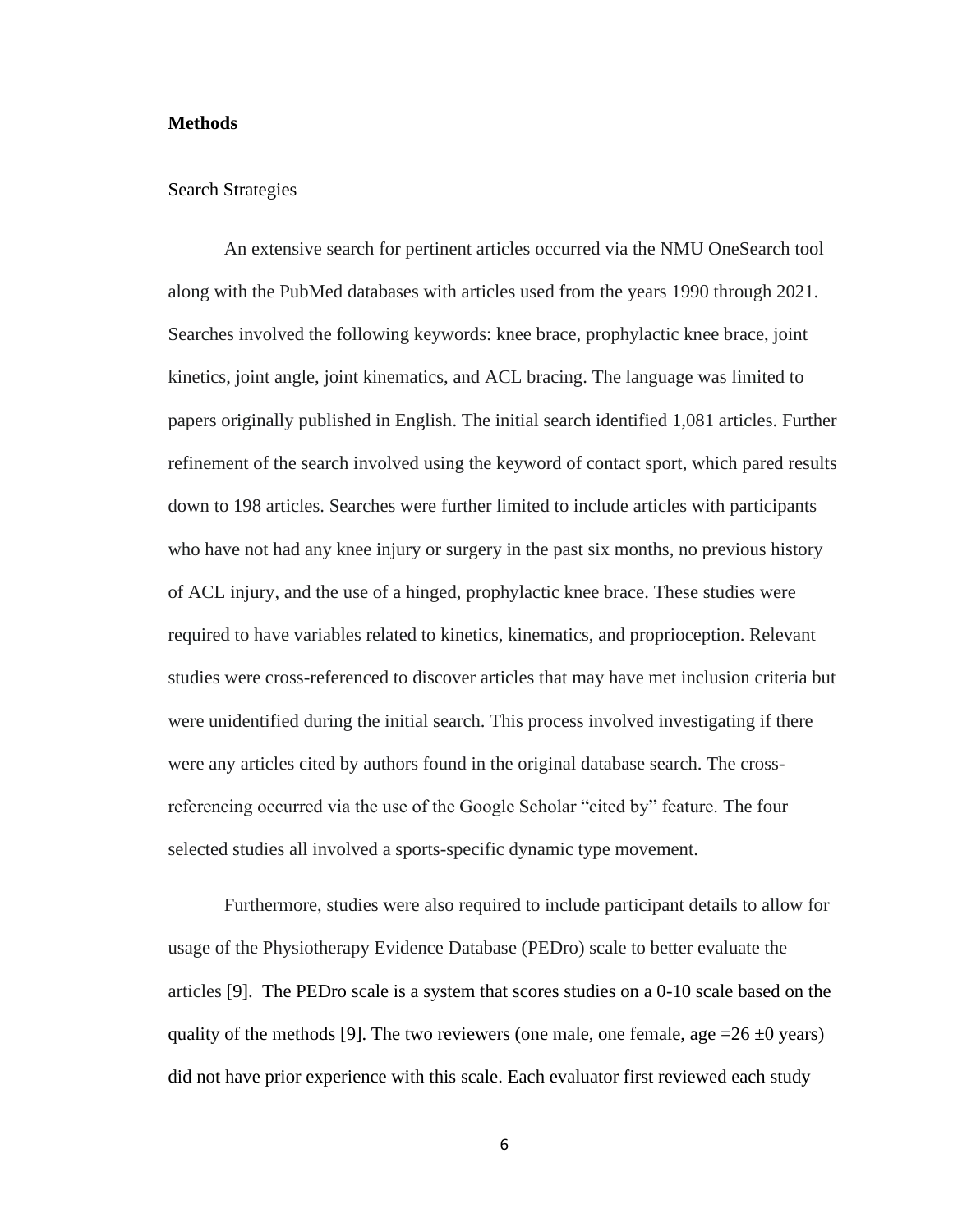## Methods

### Search Strategies

An extensive search for pertinent articles occurred via the NMU OneSearch tool along with the PubMed databases with articles used from the years 1990 through 2021. Searches involved the following keywords: knee brace, prophylactic knee brace, joint kinetics, joint angle, joint kinematics, and ACL bracing. The language was limited to papers originally published in English. The initial search identified 1,081 articles. Further refinement of the search involved using the keyword of contact sport, which pared results down to 198 articles. Searches were further limited to include articles with participants who have not had any knee injury or surgery in the past six months, no previous history of ACL injury, and the use of a hinged, prophylactic knee brace. These studies were required to have variables related to kinetics, kinematics, and proprioception. Relevant studies were cross-referenced to discover articles that may have met inclusion criteria but were unidentified during the initial search. This process involved investigating if there were any articles cited by authors found in the original database search. The cross-referencing occurred via the use of the Google Scholar "cited by" feature. The four selected studies all involved a sports-specific dynamic type movement.

Furthermore, studies were also required to include participant details to allow for usage of the Physiotherapy Evidence Database (PEDro) scale to better evaluate the articles [9]. The PEDro scale is a system that scores studies on a 0-10 scale based on the quality of the methods [9]. The two reviewers (one male, one female, age $= 26 \pm 0$ years) did not have prior experience with this scale. Each evaluator first reviewed each study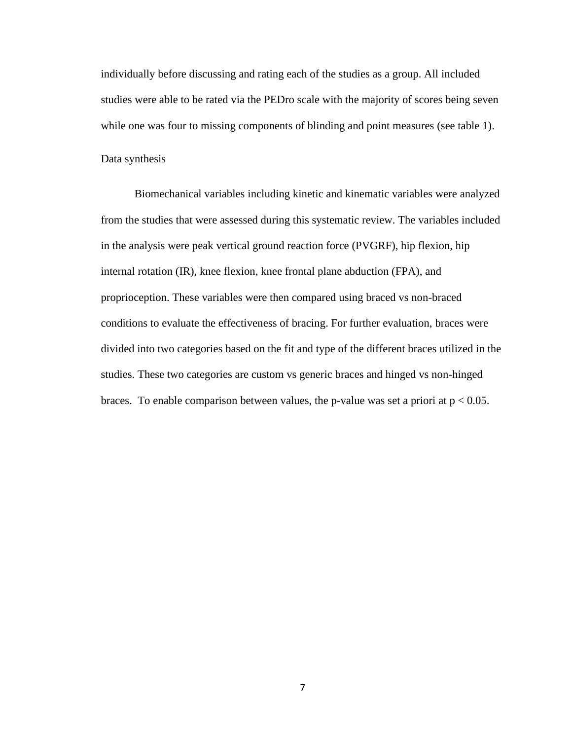individually before discussing and rating each of the studies as a group. All included studies were able to be rated via the PEDro scale with the majority of scores being seven while one was four to missing components of blinding and point measures (see table 1).

## Data synthesis

Biomechanical variables including kinetic and kinematic variables were analyzed from the studies that were assessed during this systematic review. The variables included in the analysis were peak vertical ground reaction force (PVGRF), hip flexion, hip internal rotation (IR), knee flexion, knee frontal plane abduction (FPA), and proprioception. These variables were then compared using braced vs non-braced conditions to evaluate the effectiveness of bracing. For further evaluation, braces were divided into two categories based on the fit and type of the different braces utilized in the studies. These two categories are custom vs generic braces and hinged vs non-hinged braces. To enable comparison between values, the p-value was set a priori at $p < 0.05$.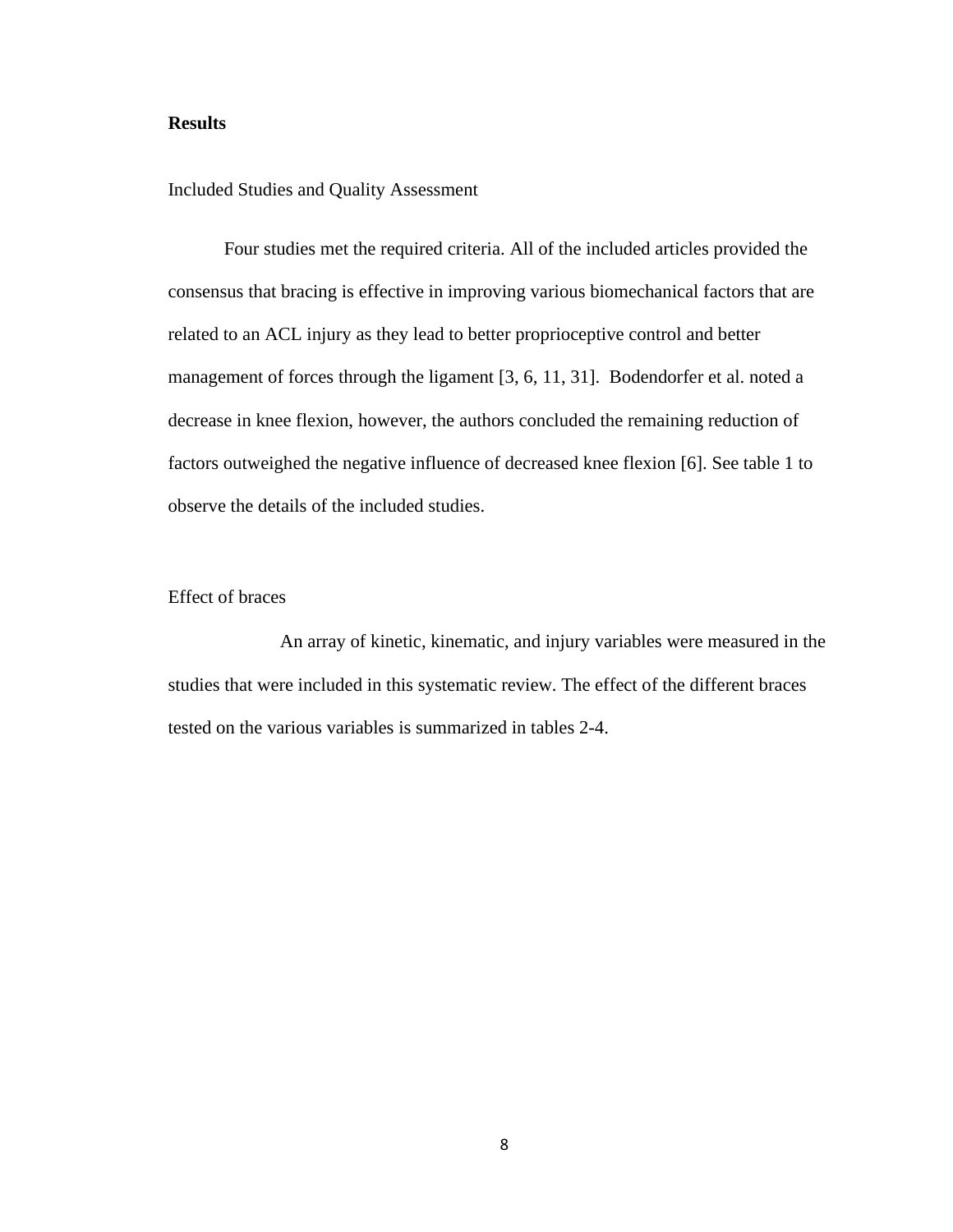## Results

### Included Studies and Quality Assessment

Four studies met the required criteria. All of the included articles provided the consensus that bracing is effective in improving various biomechanical factors that are related to an ACL injury as they lead to better proprioceptive control and better management of forces through the ligament [3, 6, 11, 31]. Bodendorfer et al. noted a decrease in knee flexion, however, the authors concluded the remaining reduction of factors outweighed the negative influence of decreased knee flexion [6]. See table 1 to observe the details of the included studies.

### Effect of braces

An array of kinetic, kinematic, and injury variables were measured in the studies that were included in this systematic review. The effect of the different braces tested on the various variables is summarized in tables 2-4.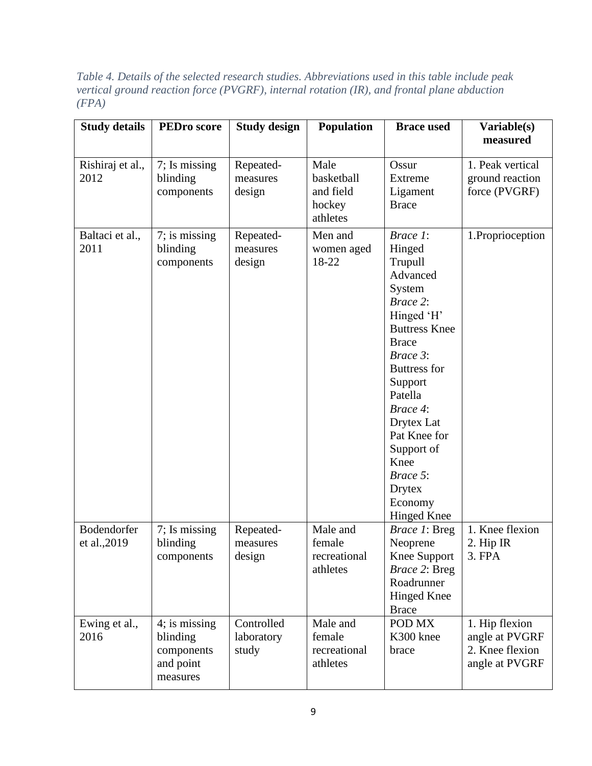*Table 4. Details of the selected research studies. Abbreviations used in this table include peak vertical ground reaction force (PVGRF), internal rotation (IR), and frontal plane abduction (FPA)*

| Study details | PEDro score | Study design | Population | Brace used | Variable(s) measured |
|---|---|---|---|---|---|
| Rishiraj et al., 2012 | 7; Is missing blinding components | Repeated-measures design | Male basketball and field hockey athletes | Ossur Extreme Ligament Brace | 1. Peak vertical ground reaction force (PVGRF) |
| Baltaci et al., 2011 | 7; is missing blinding components | Repeated-measures design | Men and women aged 18-22 | *Brace 1*: Hinged Trupull Advanced System *Brace 2*: Hinged 'H' Buttress Knee Brace *Brace 3*: Buttress for Support Patella *Brace 4*: Drytex Lat Pat Knee for Support of Knee *Brace 5*: Drytex Economy Hinged Knee | 1.Proprioception |
| Bodendorfer et al.,2019 | 7; Is missing blinding components | Repeated-measures design | Male and female recreational athletes | *Brace 1*: Breg Neoprene Knee Support *Brace 2*: Breg Roadrunner Hinged Knee Brace | 1. Knee flexion 2. Hip IR 3. FPA |
| Ewing et al., 2016 | 4; is missing blinding components and point measures | Controlled laboratory study | Male and female recreational athletes | POD MX K300 knee brace | 1. Hip flexion angle at PVGRF 2. Knee flexion angle at PVGRF |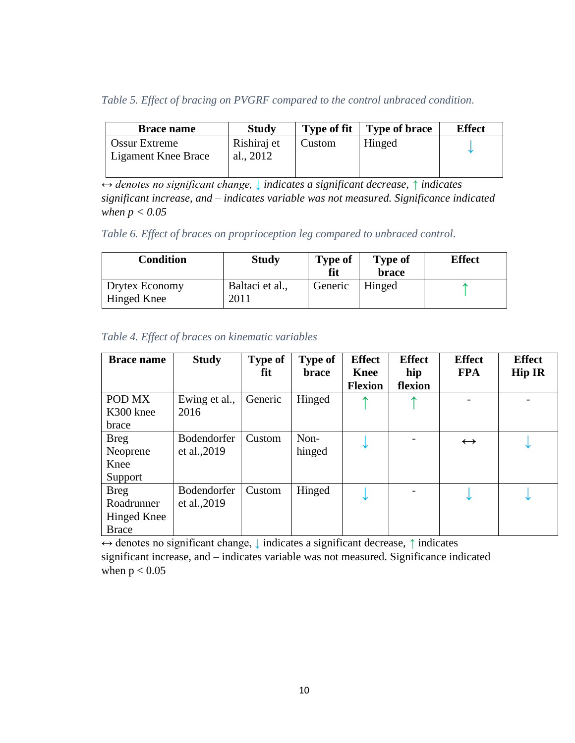*Table 5. Effect of bracing on PVGRF compared to the control unbraced condition.*

| Brace name | Study | Type of fit | Type of brace | Effect |
|---|---|---|---|---|
| Ossur Extreme Ligament Knee Brace | Rishiraj et al., 2012 | Custom | Hinged | ↓ |

*↔ denotes no significant change, ↓ indicates a significant decrease, ↑ indicates significant increase, and – indicates variable was not measured. Significance indicated when $p < 0.05$*

*Table 6. Effect of braces on proprioception leg compared to unbraced control.*

| Condition | Study | Type of fit | Type of brace | Effect |
|---|---|---|---|---|
| Drytex Economy Hinged Knee | Baltaci et al., 2011 | Generic | Hinged | ↑ |

*Table 4. Effect of braces on kinematic variables*

| Brace name | Study | Type of fit | Type of brace | Effect Knee Flexion | Effect hip flexion | Effect FPA | Effect Hip IR |
|---|---|---|---|---|---|---|---|
| POD MX K300 knee brace | Ewing et al., 2016 | Generic | Hinged | ↑ | ↑ | - | - |
| Breg Neoprene Knee Support | Bodendorfer et al.,2019 | Custom | Non-hinged | ↓ | - | ↔ | ↓ |
| Breg Roadrunner Hinged Knee Brace | Bodendorfer et al.,2019 | Custom | Hinged | ↓ | - | ↓ | ↓ |

↔ denotes no significant change, ↓ indicates a significant decrease, ↑ indicates significant increase, and – indicates variable was not measured. Significance indicated when $p < 0.05$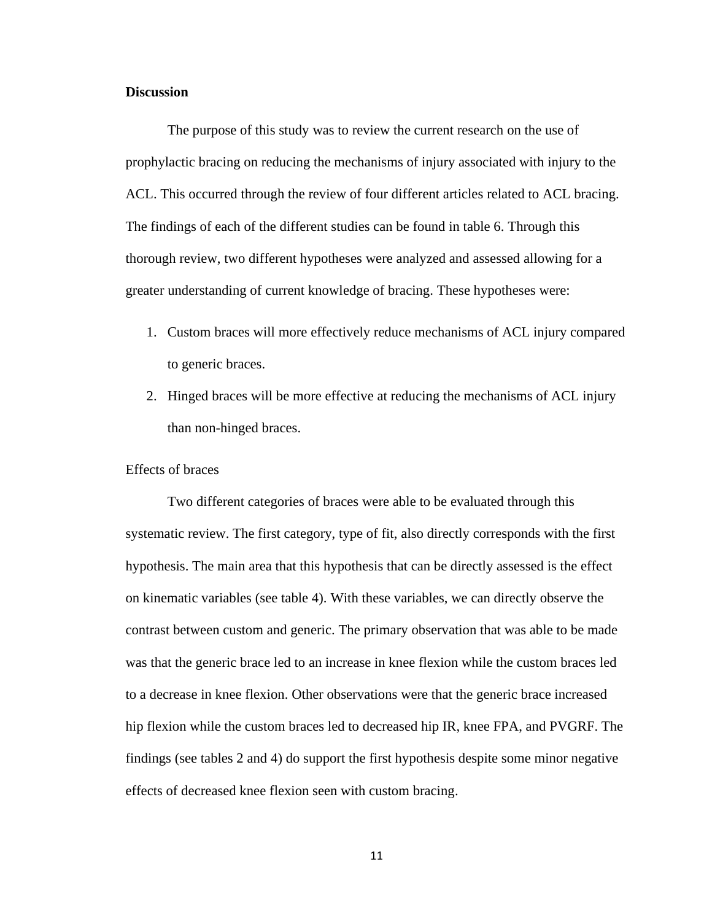## Discussion

The purpose of this study was to review the current research on the use of prophylactic bracing on reducing the mechanisms of injury associated with injury to the ACL. This occurred through the review of four different articles related to ACL bracing. The findings of each of the different studies can be found in table 6. Through this thorough review, two different hypotheses were analyzed and assessed allowing for a greater understanding of current knowledge of bracing. These hypotheses were:

1. Custom braces will more effectively reduce mechanisms of ACL injury compared to generic braces.
2. Hinged braces will be more effective at reducing the mechanisms of ACL injury than non-hinged braces.

### Effects of braces

Two different categories of braces were able to be evaluated through this systematic review. The first category, type of fit, also directly corresponds with the first hypothesis. The main area that this hypothesis that can be directly assessed is the effect on kinematic variables (see table 4). With these variables, we can directly observe the contrast between custom and generic. The primary observation that was able to be made was that the generic brace led to an increase in knee flexion while the custom braces led to a decrease in knee flexion. Other observations were that the generic brace increased hip flexion while the custom braces led to decreased hip IR, knee FPA, and PVGRF. The findings (see tables 2 and 4) do support the first hypothesis despite some minor negative effects of decreased knee flexion seen with custom bracing.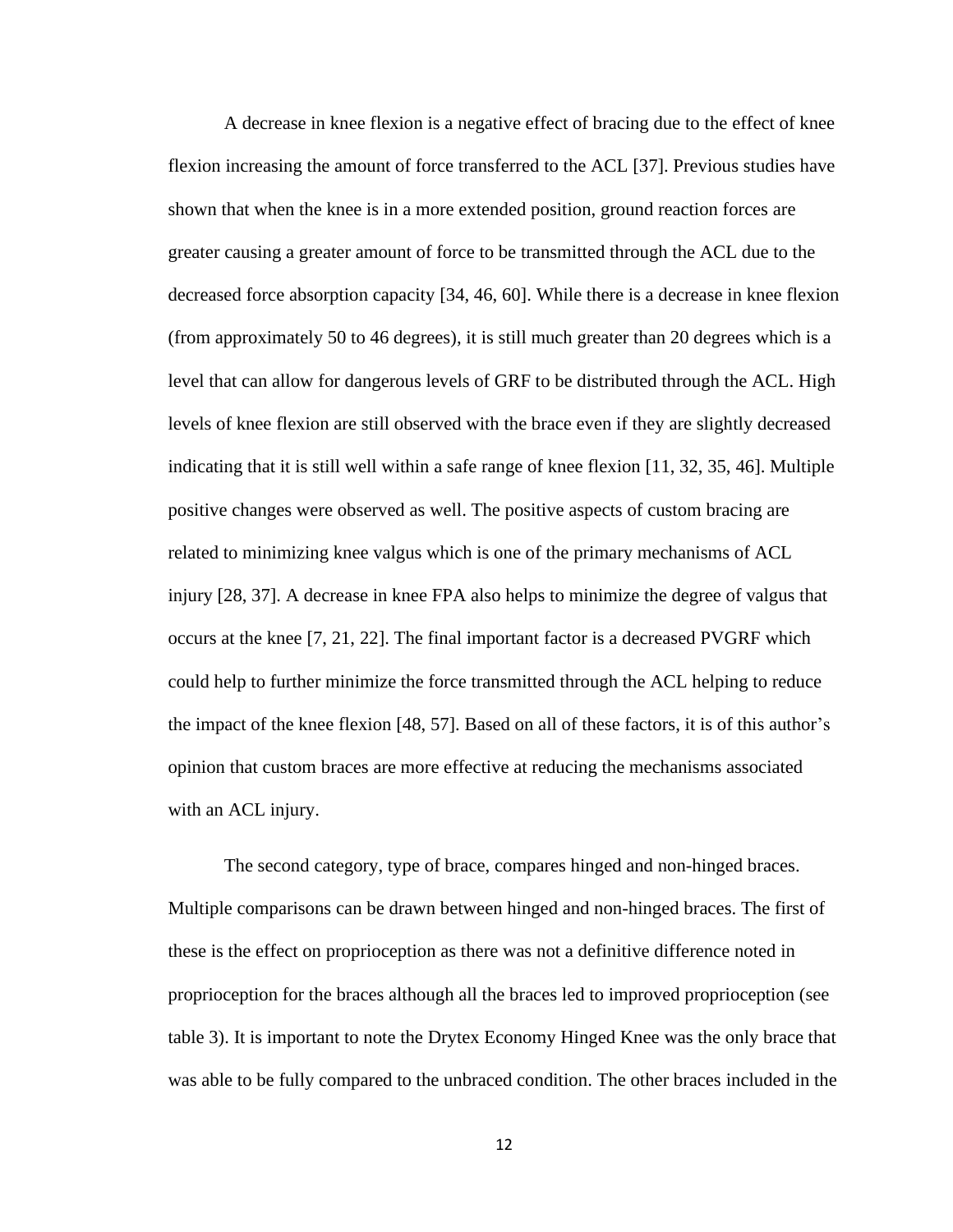A decrease in knee flexion is a negative effect of bracing due to the effect of knee flexion increasing the amount of force transferred to the ACL [37]. Previous studies have shown that when the knee is in a more extended position, ground reaction forces are greater causing a greater amount of force to be transmitted through the ACL due to the decreased force absorption capacity [34, 46, 60]. While there is a decrease in knee flexion (from approximately 50 to 46 degrees), it is still much greater than 20 degrees which is a level that can allow for dangerous levels of GRF to be distributed through the ACL. High levels of knee flexion are still observed with the brace even if they are slightly decreased indicating that it is still well within a safe range of knee flexion [11, 32, 35, 46]. Multiple positive changes were observed as well. The positive aspects of custom bracing are related to minimizing knee valgus which is one of the primary mechanisms of ACL injury [28, 37]. A decrease in knee FPA also helps to minimize the degree of valgus that occurs at the knee [7, 21, 22]. The final important factor is a decreased PVGRF which could help to further minimize the force transmitted through the ACL helping to reduce the impact of the knee flexion [48, 57]. Based on all of these factors, it is of this author's opinion that custom braces are more effective at reducing the mechanisms associated with an ACL injury.

The second category, type of brace, compares hinged and non-hinged braces. Multiple comparisons can be drawn between hinged and non-hinged braces. The first of these is the effect on proprioception as there was not a definitive difference noted in proprioception for the braces although all the braces led to improved proprioception (see table 3). It is important to note the Drytex Economy Hinged Knee was the only brace that was able to be fully compared to the unbraced condition. The other braces included in the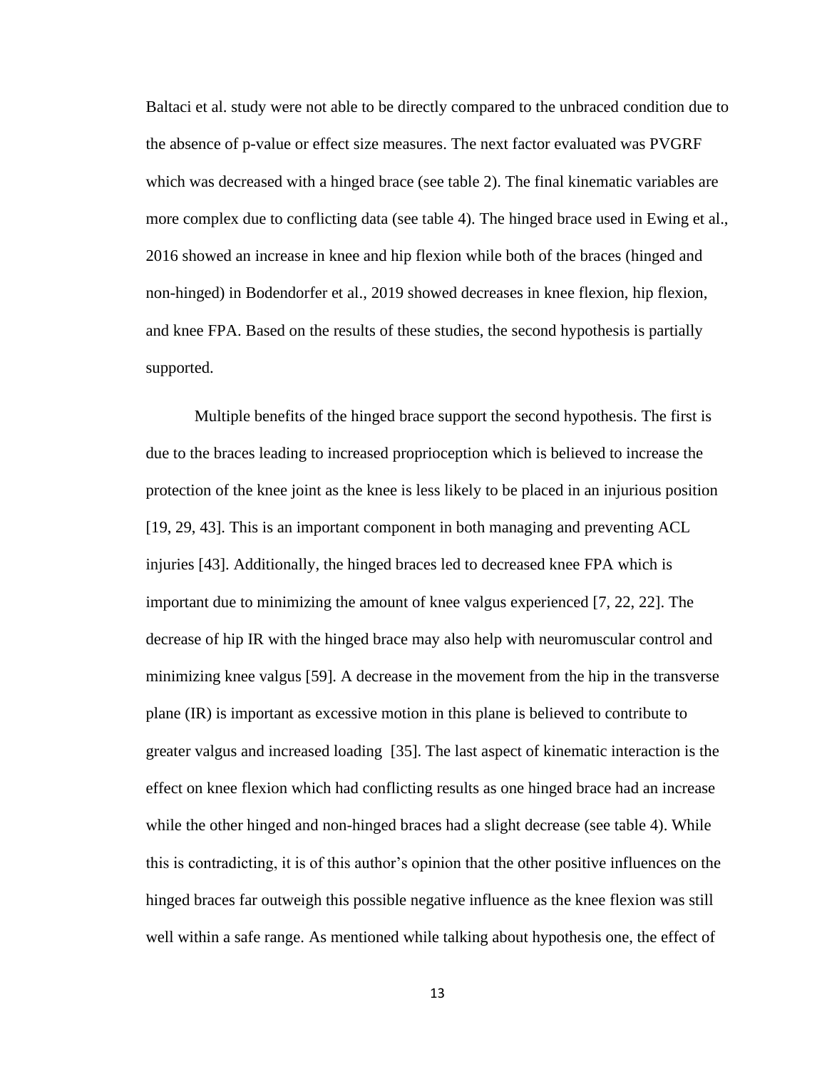Baltaci et al. study were not able to be directly compared to the unbraced condition due to the absence of p-value or effect size measures. The next factor evaluated was PVGRF which was decreased with a hinged brace (see table 2). The final kinematic variables are more complex due to conflicting data (see table 4). The hinged brace used in Ewing et al., 2016 showed an increase in knee and hip flexion while both of the braces (hinged and non-hinged) in Bodendorfer et al., 2019 showed decreases in knee flexion, hip flexion, and knee FPA. Based on the results of these studies, the second hypothesis is partially supported.

Multiple benefits of the hinged brace support the second hypothesis. The first is due to the braces leading to increased proprioception which is believed to increase the protection of the knee joint as the knee is less likely to be placed in an injurious position [19, 29, 43]. This is an important component in both managing and preventing ACL injuries [43]. Additionally, the hinged braces led to decreased knee FPA which is important due to minimizing the amount of knee valgus experienced [7, 22, 22]. The decrease of hip IR with the hinged brace may also help with neuromuscular control and minimizing knee valgus [59]. A decrease in the movement from the hip in the transverse plane (IR) is important as excessive motion in this plane is believed to contribute to greater valgus and increased loading [35]. The last aspect of kinematic interaction is the effect on knee flexion which had conflicting results as one hinged brace had an increase while the other hinged and non-hinged braces had a slight decrease (see table 4). While this is contradicting, it is of this author's opinion that the other positive influences on the hinged braces far outweigh this possible negative influence as the knee flexion was still well within a safe range. As mentioned while talking about hypothesis one, the effect of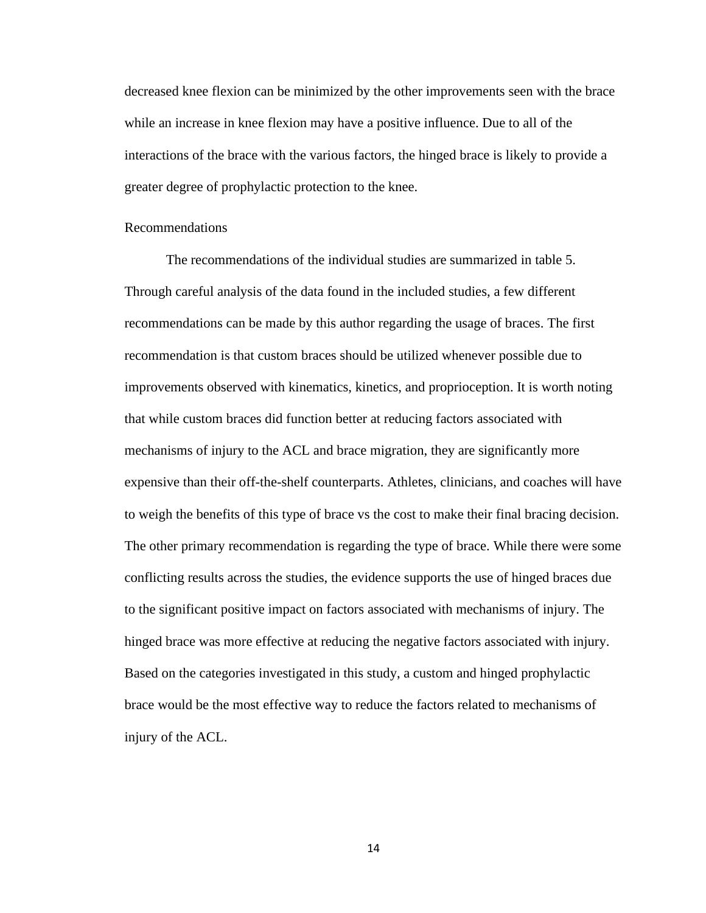decreased knee flexion can be minimized by the other improvements seen with the brace while an increase in knee flexion may have a positive influence. Due to all of the interactions of the brace with the various factors, the hinged brace is likely to provide a greater degree of prophylactic protection to the knee.

## Recommendations

The recommendations of the individual studies are summarized in table 5. Through careful analysis of the data found in the included studies, a few different recommendations can be made by this author regarding the usage of braces. The first recommendation is that custom braces should be utilized whenever possible due to improvements observed with kinematics, kinetics, and proprioception. It is worth noting that while custom braces did function better at reducing factors associated with mechanisms of injury to the ACL and brace migration, they are significantly more expensive than their off-the-shelf counterparts. Athletes, clinicians, and coaches will have to weigh the benefits of this type of brace vs the cost to make their final bracing decision. The other primary recommendation is regarding the type of brace. While there were some conflicting results across the studies, the evidence supports the use of hinged braces due to the significant positive impact on factors associated with mechanisms of injury. The hinged brace was more effective at reducing the negative factors associated with injury. Based on the categories investigated in this study, a custom and hinged prophylactic brace would be the most effective way to reduce the factors related to mechanisms of injury of the ACL.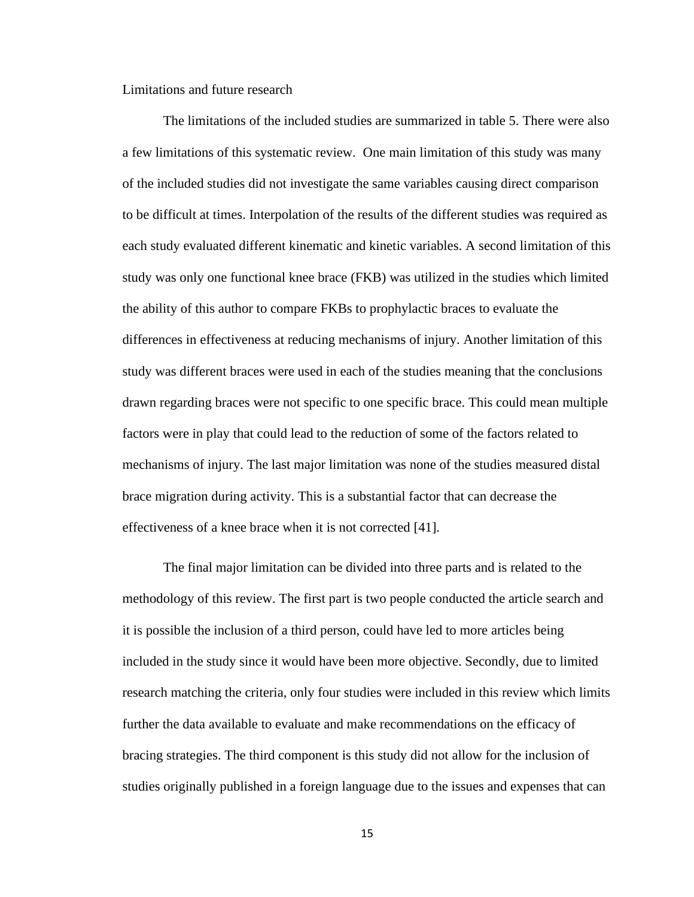## Limitations and future research

The limitations of the included studies are summarized in table 5. There were also a few limitations of this systematic review. One main limitation of this study was many of the included studies did not investigate the same variables causing direct comparison to be difficult at times. Interpolation of the results of the different studies was required as each study evaluated different kinematic and kinetic variables. A second limitation of this study was only one functional knee brace (FKB) was utilized in the studies which limited the ability of this author to compare FKBs to prophylactic braces to evaluate the differences in effectiveness at reducing mechanisms of injury. Another limitation of this study was different braces were used in each of the studies meaning that the conclusions drawn regarding braces were not specific to one specific brace. This could mean multiple factors were in play that could lead to the reduction of some of the factors related to mechanisms of injury. The last major limitation was none of the studies measured distal brace migration during activity. This is a substantial factor that can decrease the effectiveness of a knee brace when it is not corrected [41].

The final major limitation can be divided into three parts and is related to the methodology of this review. The first part is two people conducted the article search and it is possible the inclusion of a third person, could have led to more articles being included in the study since it would have been more objective. Secondly, due to limited research matching the criteria, only four studies were included in this review which limits further the data available to evaluate and make recommendations on the efficacy of bracing strategies. The third component is this study did not allow for the inclusion of studies originally published in a foreign language due to the issues and expenses that can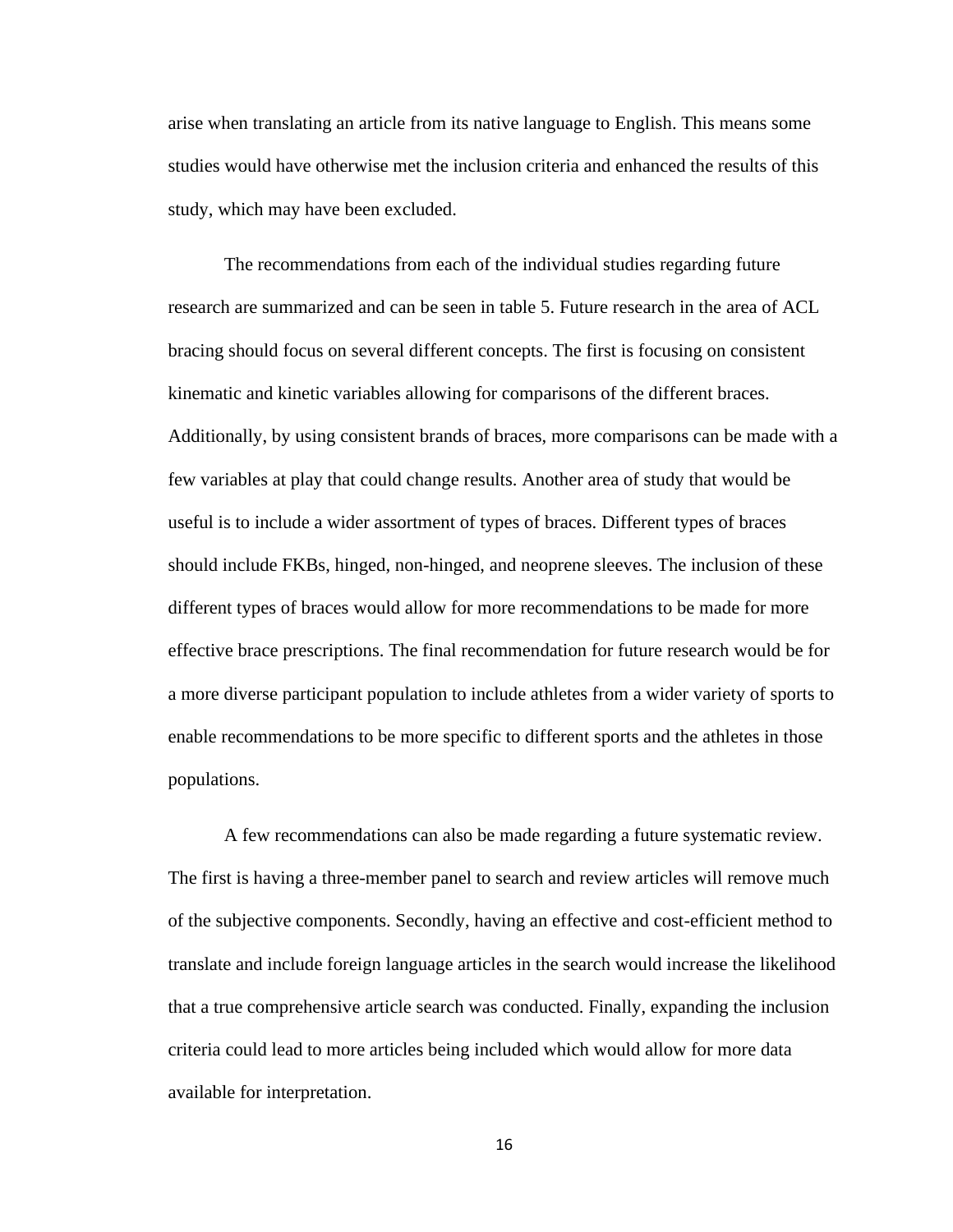arise when translating an article from its native language to English. This means some studies would have otherwise met the inclusion criteria and enhanced the results of this study, which may have been excluded.

The recommendations from each of the individual studies regarding future research are summarized and can be seen in table 5. Future research in the area of ACL bracing should focus on several different concepts. The first is focusing on consistent kinematic and kinetic variables allowing for comparisons of the different braces. Additionally, by using consistent brands of braces, more comparisons can be made with a few variables at play that could change results. Another area of study that would be useful is to include a wider assortment of types of braces. Different types of braces should include FKBs, hinged, non-hinged, and neoprene sleeves. The inclusion of these different types of braces would allow for more recommendations to be made for more effective brace prescriptions. The final recommendation for future research would be for a more diverse participant population to include athletes from a wider variety of sports to enable recommendations to be more specific to different sports and the athletes in those populations.

A few recommendations can also be made regarding a future systematic review. The first is having a three-member panel to search and review articles will remove much of the subjective components. Secondly, having an effective and cost-efficient method to translate and include foreign language articles in the search would increase the likelihood that a true comprehensive article search was conducted. Finally, expanding the inclusion criteria could lead to more articles being included which would allow for more data available for interpretation.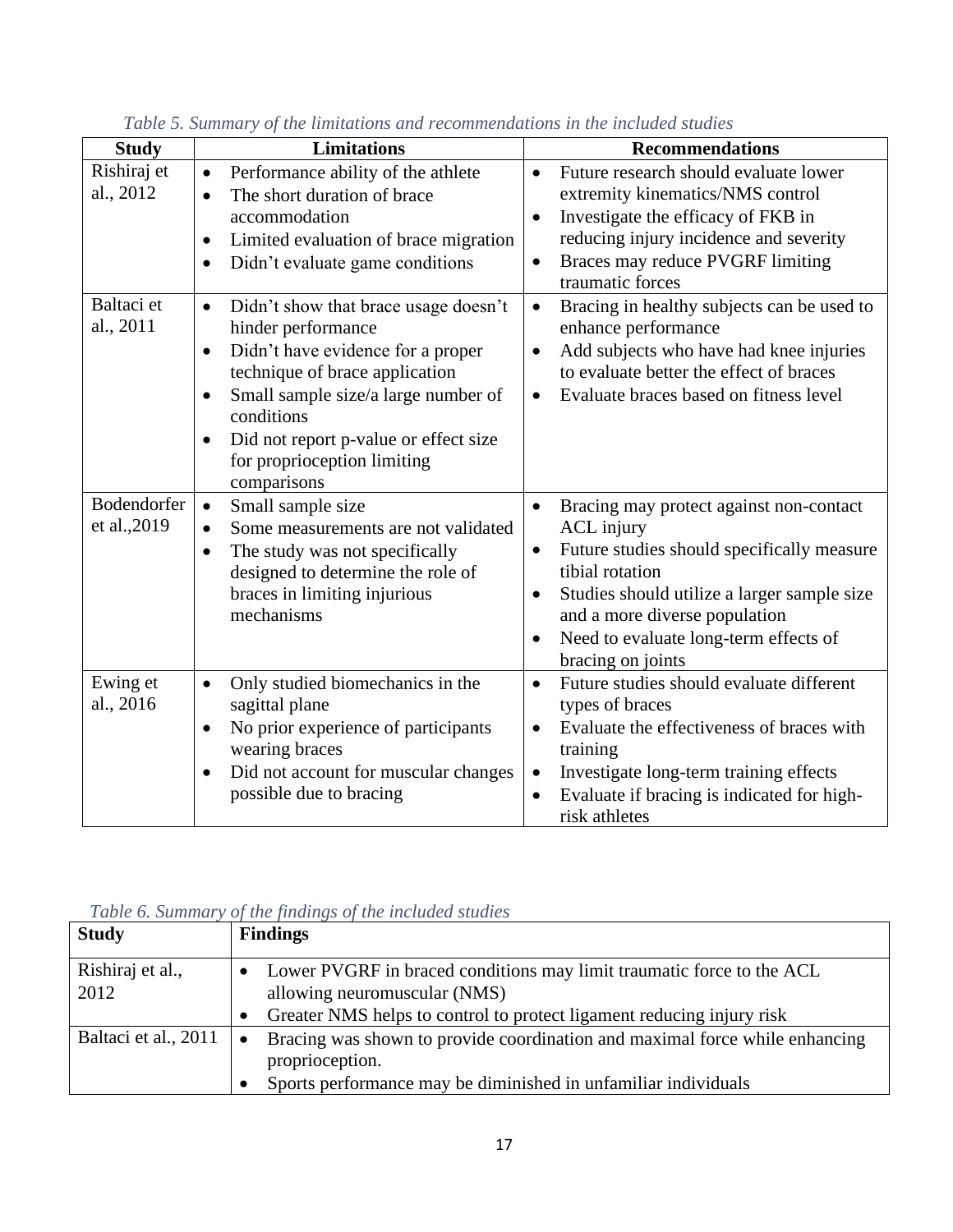*Table 5. Summary of the limitations and recommendations in the included studies*

| Study | Limitations | Recommendations |
|---|---|---|
| Rishiraj et al., 2012 | • Performance ability of the athlete<br>• The short duration of brace accommodation<br>• Limited evaluation of brace migration<br>• Didn't evaluate game conditions | • Future research should evaluate lower extremity kinematics/NMS control<br>• Investigate the efficacy of FKB in reducing injury incidence and severity<br>• Braces may reduce PVGRF limiting traumatic forces |
| Baltaci et al., 2011 | • Didn't show that brace usage doesn't hinder performance<br>• Didn't have evidence for a proper technique of brace application<br>• Small sample size/a large number of conditions<br>• Did not report p-value or effect size for proprioception limiting comparisons | • Bracing in healthy subjects can be used to enhance performance<br>• Add subjects who have had knee injuries to evaluate better the effect of braces<br>• Evaluate braces based on fitness level |
| Bodendorfer et al.,2019 | • Small sample size<br>• Some measurements are not validated<br>• The study was not specifically designed to determine the role of braces in limiting injurious mechanisms | • Bracing may protect against non-contact ACL injury<br>• Future studies should specifically measure tibial rotation<br>• Studies should utilize a larger sample size and a more diverse population<br>• Need to evaluate long-term effects of bracing on joints |
| Ewing et al., 2016 | • Only studied biomechanics in the sagittal plane<br>• No prior experience of participants wearing braces<br>• Did not account for muscular changes possible due to bracing | • Future studies should evaluate different types of braces<br>• Evaluate the effectiveness of braces with training<br>• Investigate long-term training effects<br>• Evaluate if bracing is indicated for high-risk athletes |

*Table 6. Summary of the findings of the included studies*

| Study | Findings |
|---|---|
| Rishiraj et al., 2012 | • Lower PVGRF in braced conditions may limit traumatic force to the ACL allowing neuromuscular (NMS)<br>• Greater NMS helps to control to protect ligament reducing injury risk |
| Baltaci et al., 2011 | • Bracing was shown to provide coordination and maximal force while enhancing proprioception.<br>• Sports performance may be diminished in unfamiliar individuals |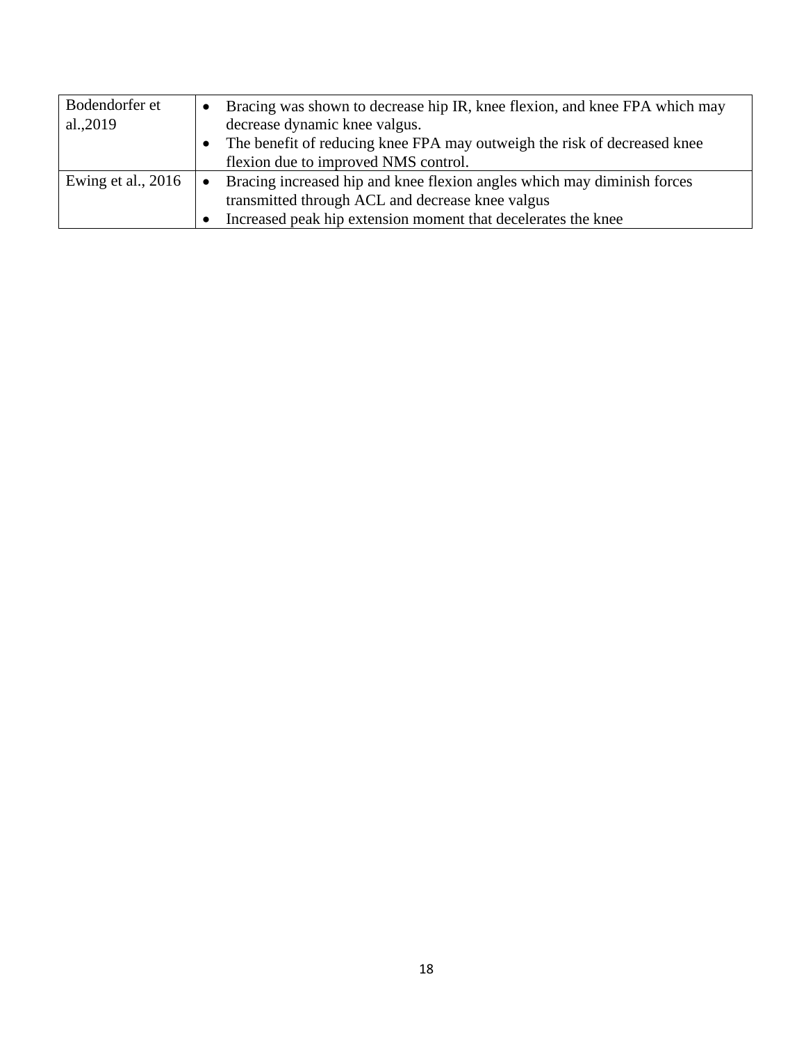| | |
|---|---|
| Bodendorfer et al.,2019 | • Bracing was shown to decrease hip IR, knee flexion, and knee FPA which may decrease dynamic knee valgus.<br>• The benefit of reducing knee FPA may outweigh the risk of decreased knee flexion due to improved NMS control. |
| Ewing et al., 2016 | • Bracing increased hip and knee flexion angles which may diminish forces transmitted through ACL and decrease knee valgus<br>• Increased peak hip extension moment that decelerates the knee |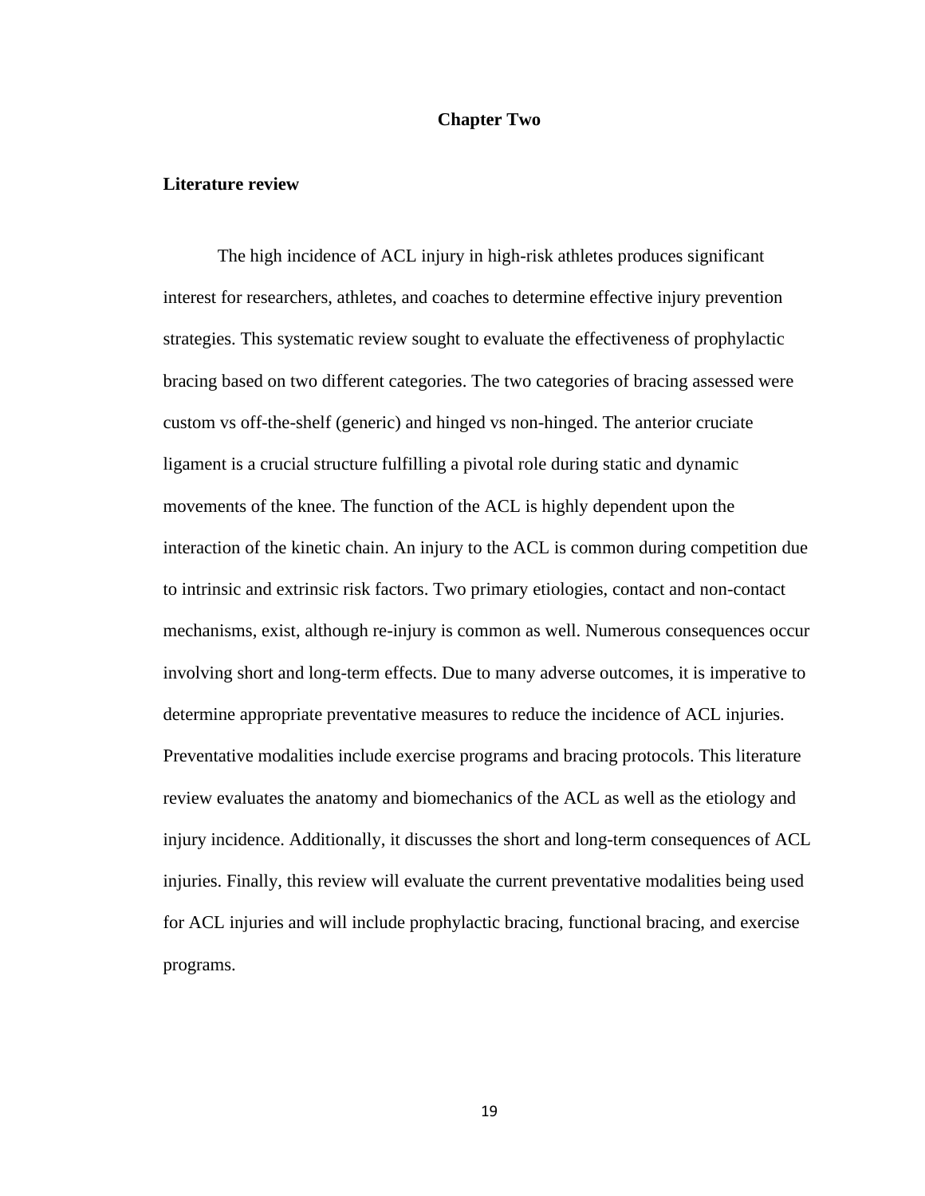# Chapter Two

## Literature review

The high incidence of ACL injury in high-risk athletes produces significant interest for researchers, athletes, and coaches to determine effective injury prevention strategies. This systematic review sought to evaluate the effectiveness of prophylactic bracing based on two different categories. The two categories of bracing assessed were custom vs off-the-shelf (generic) and hinged vs non-hinged. The anterior cruciate ligament is a crucial structure fulfilling a pivotal role during static and dynamic movements of the knee. The function of the ACL is highly dependent upon the interaction of the kinetic chain. An injury to the ACL is common during competition due to intrinsic and extrinsic risk factors. Two primary etiologies, contact and non-contact mechanisms, exist, although re-injury is common as well. Numerous consequences occur involving short and long-term effects. Due to many adverse outcomes, it is imperative to determine appropriate preventative measures to reduce the incidence of ACL injuries. Preventative modalities include exercise programs and bracing protocols. This literature review evaluates the anatomy and biomechanics of the ACL as well as the etiology and injury incidence. Additionally, it discusses the short and long-term consequences of ACL injuries. Finally, this review will evaluate the current preventative modalities being used for ACL injuries and will include prophylactic bracing, functional bracing, and exercise programs.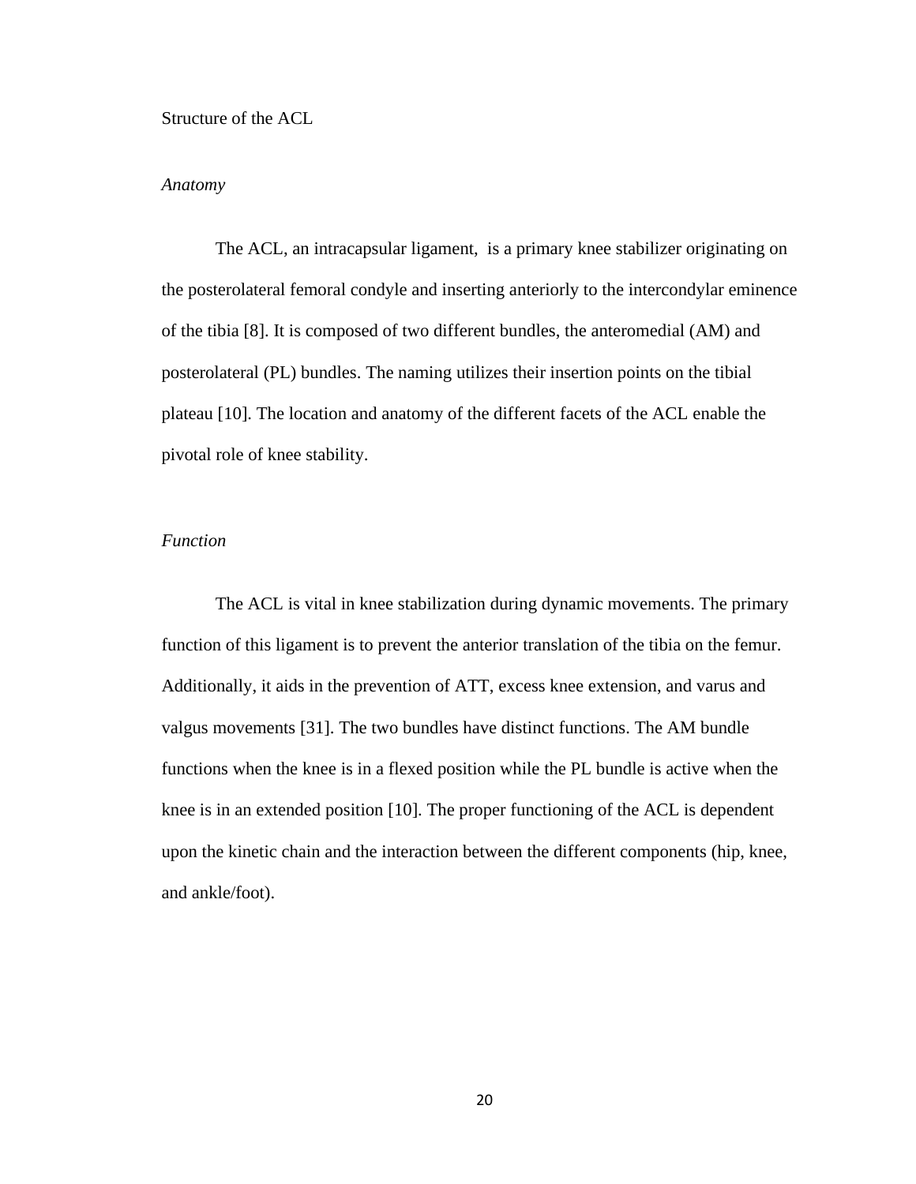## Structure of the ACL

### *Anatomy*

The ACL, an intracapsular ligament,  is a primary knee stabilizer originating on the posterolateral femoral condyle and inserting anteriorly to the intercondylar eminence of the tibia [8]. It is composed of two different bundles, the anteromedial (AM) and posterolateral (PL) bundles. The naming utilizes their insertion points on the tibial plateau [10]. The location and anatomy of the different facets of the ACL enable the pivotal role of knee stability.

### *Function*

The ACL is vital in knee stabilization during dynamic movements. The primary function of this ligament is to prevent the anterior translation of the tibia on the femur. Additionally, it aids in the prevention of ATT, excess knee extension, and varus and valgus movements [31]. The two bundles have distinct functions. The AM bundle functions when the knee is in a flexed position while the PL bundle is active when the knee is in an extended position [10]. The proper functioning of the ACL is dependent upon the kinetic chain and the interaction between the different components (hip, knee, and ankle/foot).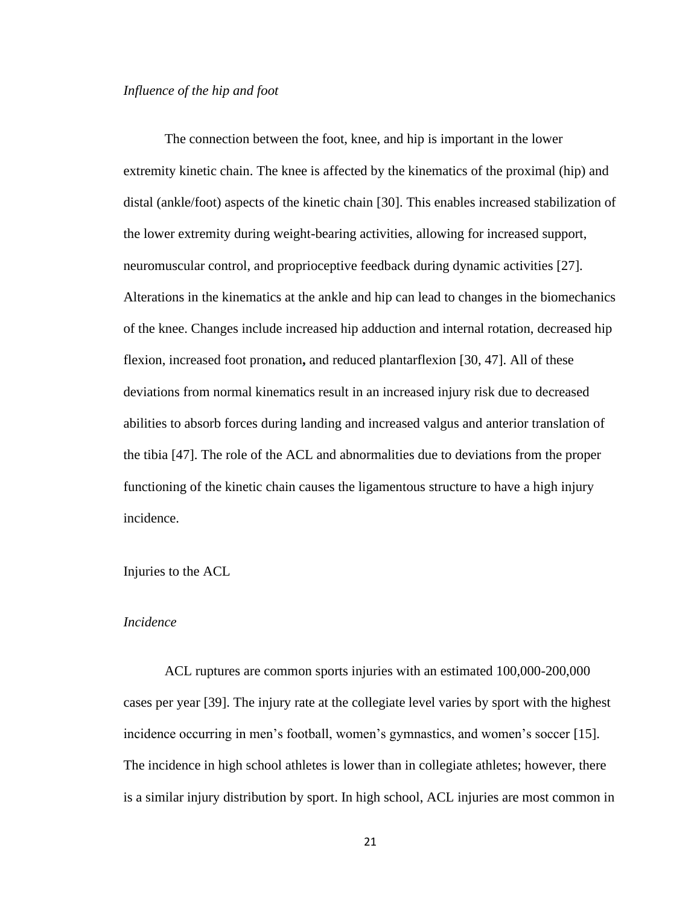### *Influence of the hip and foot*

The connection between the foot, knee, and hip is important in the lower extremity kinetic chain. The knee is affected by the kinematics of the proximal (hip) and distal (ankle/foot) aspects of the kinetic chain [30]. This enables increased stabilization of the lower extremity during weight-bearing activities, allowing for increased support, neuromuscular control, and proprioceptive feedback during dynamic activities [27]. Alterations in the kinematics at the ankle and hip can lead to changes in the biomechanics of the knee. Changes include increased hip adduction and internal rotation, decreased hip flexion, increased foot pronation**,** and reduced plantarflexion [30, 47]. All of these deviations from normal kinematics result in an increased injury risk due to decreased abilities to absorb forces during landing and increased valgus and anterior translation of the tibia [47]. The role of the ACL and abnormalities due to deviations from the proper functioning of the kinetic chain causes the ligamentous structure to have a high injury incidence.

## Injuries to the ACL

### *Incidence*

ACL ruptures are common sports injuries with an estimated 100,000-200,000 cases per year [39]. The injury rate at the collegiate level varies by sport with the highest incidence occurring in men's football, women's gymnastics, and women's soccer [15]. The incidence in high school athletes is lower than in collegiate athletes; however, there is a similar injury distribution by sport. In high school, ACL injuries are most common in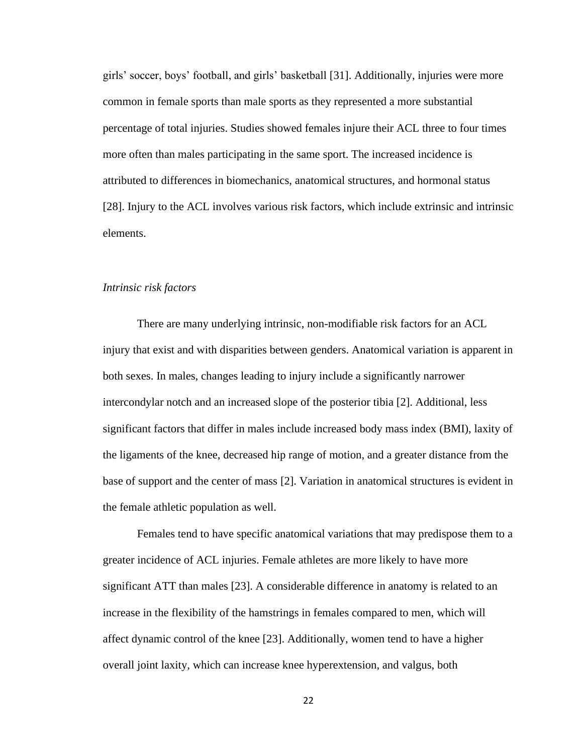girls' soccer, boys' football, and girls' basketball [31]. Additionally, injuries were more common in female sports than male sports as they represented a more substantial percentage of total injuries. Studies showed females injure their ACL three to four times more often than males participating in the same sport. The increased incidence is attributed to differences in biomechanics, anatomical structures, and hormonal status [28]. Injury to the ACL involves various risk factors, which include extrinsic and intrinsic elements.

*Intrinsic risk factors*

There are many underlying intrinsic, non-modifiable risk factors for an ACL injury that exist and with disparities between genders. Anatomical variation is apparent in both sexes. In males, changes leading to injury include a significantly narrower intercondylar notch and an increased slope of the posterior tibia [2]. Additional, less significant factors that differ in males include increased body mass index (BMI), laxity of the ligaments of the knee, decreased hip range of motion, and a greater distance from the base of support and the center of mass [2]. Variation in anatomical structures is evident in the female athletic population as well.

Females tend to have specific anatomical variations that may predispose them to a greater incidence of ACL injuries. Female athletes are more likely to have more significant ATT than males [23]. A considerable difference in anatomy is related to an increase in the flexibility of the hamstrings in females compared to men, which will affect dynamic control of the knee [23]. Additionally, women tend to have a higher overall joint laxity, which can increase knee hyperextension, and valgus, both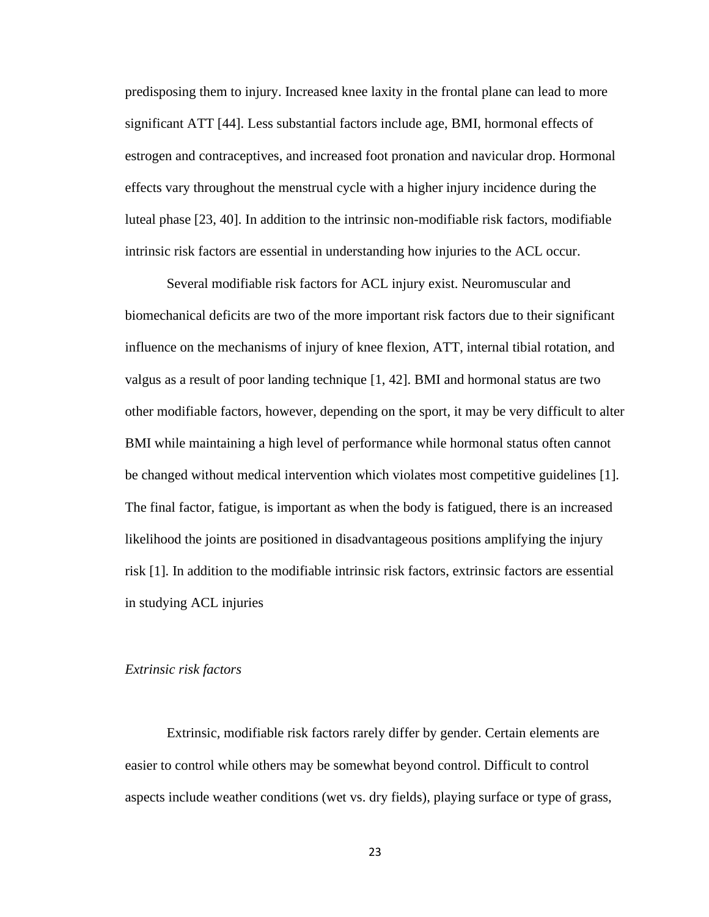predisposing them to injury. Increased knee laxity in the frontal plane can lead to more significant ATT [44]. Less substantial factors include age, BMI, hormonal effects of estrogen and contraceptives, and increased foot pronation and navicular drop. Hormonal effects vary throughout the menstrual cycle with a higher injury incidence during the luteal phase [23, 40]. In addition to the intrinsic non-modifiable risk factors, modifiable intrinsic risk factors are essential in understanding how injuries to the ACL occur.

Several modifiable risk factors for ACL injury exist. Neuromuscular and biomechanical deficits are two of the more important risk factors due to their significant influence on the mechanisms of injury of knee flexion, ATT, internal tibial rotation, and valgus as a result of poor landing technique [1, 42]. BMI and hormonal status are two other modifiable factors, however, depending on the sport, it may be very difficult to alter BMI while maintaining a high level of performance while hormonal status often cannot be changed without medical intervention which violates most competitive guidelines [1]. The final factor, fatigue, is important as when the body is fatigued, there is an increased likelihood the joints are positioned in disadvantageous positions amplifying the injury risk [1]. In addition to the modifiable intrinsic risk factors, extrinsic factors are essential in studying ACL injuries

*Extrinsic risk factors*

Extrinsic, modifiable risk factors rarely differ by gender. Certain elements are easier to control while others may be somewhat beyond control. Difficult to control aspects include weather conditions (wet vs. dry fields), playing surface or type of grass,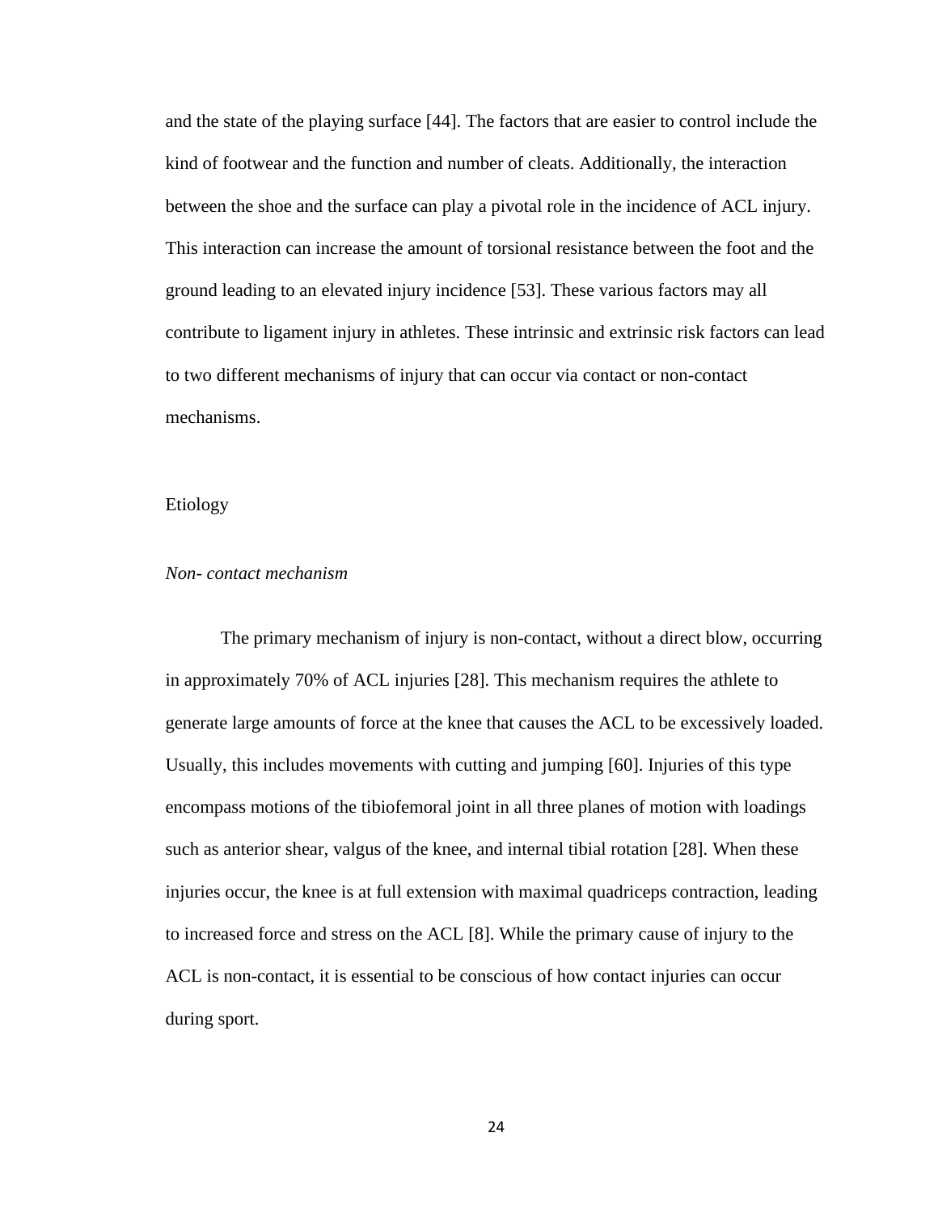and the state of the playing surface [44]. The factors that are easier to control include the kind of footwear and the function and number of cleats. Additionally, the interaction between the shoe and the surface can play a pivotal role in the incidence of ACL injury. This interaction can increase the amount of torsional resistance between the foot and the ground leading to an elevated injury incidence [53]. These various factors may all contribute to ligament injury in athletes. These intrinsic and extrinsic risk factors can lead to two different mechanisms of injury that can occur via contact or non-contact mechanisms.

## Etiology

### *Non- contact mechanism*

The primary mechanism of injury is non-contact, without a direct blow, occurring in approximately 70% of ACL injuries [28]. This mechanism requires the athlete to generate large amounts of force at the knee that causes the ACL to be excessively loaded. Usually, this includes movements with cutting and jumping [60]. Injuries of this type encompass motions of the tibiofemoral joint in all three planes of motion with loadings such as anterior shear, valgus of the knee, and internal tibial rotation [28]. When these injuries occur, the knee is at full extension with maximal quadriceps contraction, leading to increased force and stress on the ACL [8]. While the primary cause of injury to the ACL is non-contact, it is essential to be conscious of how contact injuries can occur during sport.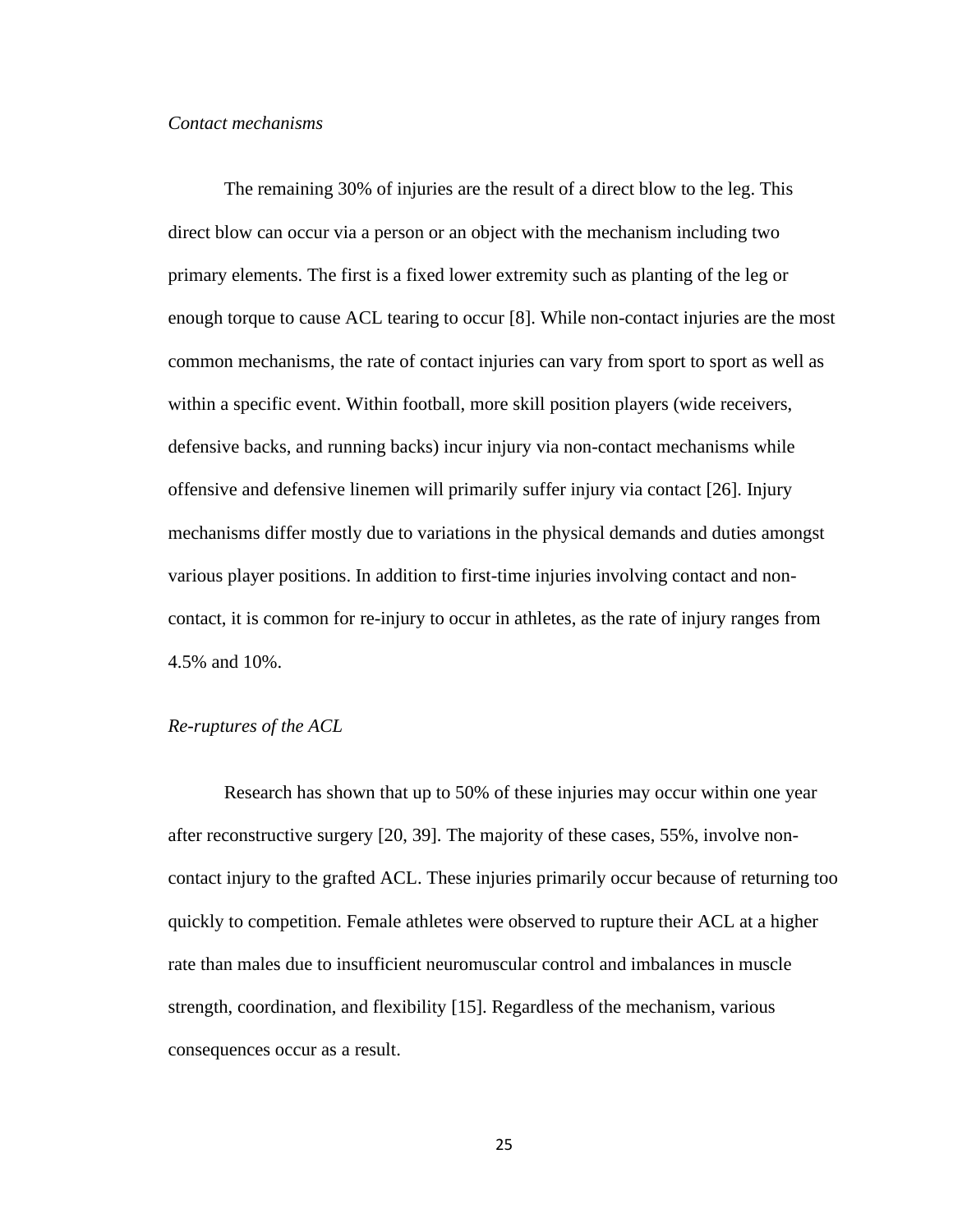*Contact mechanisms*

The remaining 30% of injuries are the result of a direct blow to the leg. This direct blow can occur via a person or an object with the mechanism including two primary elements. The first is a fixed lower extremity such as planting of the leg or enough torque to cause ACL tearing to occur [8]. While non-contact injuries are the most common mechanisms, the rate of contact injuries can vary from sport to sport as well as within a specific event. Within football, more skill position players (wide receivers, defensive backs, and running backs) incur injury via non-contact mechanisms while offensive and defensive linemen will primarily suffer injury via contact [26]. Injury mechanisms differ mostly due to variations in the physical demands and duties amongst various player positions. In addition to first-time injuries involving contact and non-contact, it is common for re-injury to occur in athletes, as the rate of injury ranges from 4.5% and 10%.

*Re-ruptures of the ACL*

Research has shown that up to 50% of these injuries may occur within one year after reconstructive surgery [20, 39]. The majority of these cases, 55%, involve non-contact injury to the grafted ACL. These injuries primarily occur because of returning too quickly to competition. Female athletes were observed to rupture their ACL at a higher rate than males due to insufficient neuromuscular control and imbalances in muscle strength, coordination, and flexibility [15]. Regardless of the mechanism, various consequences occur as a result.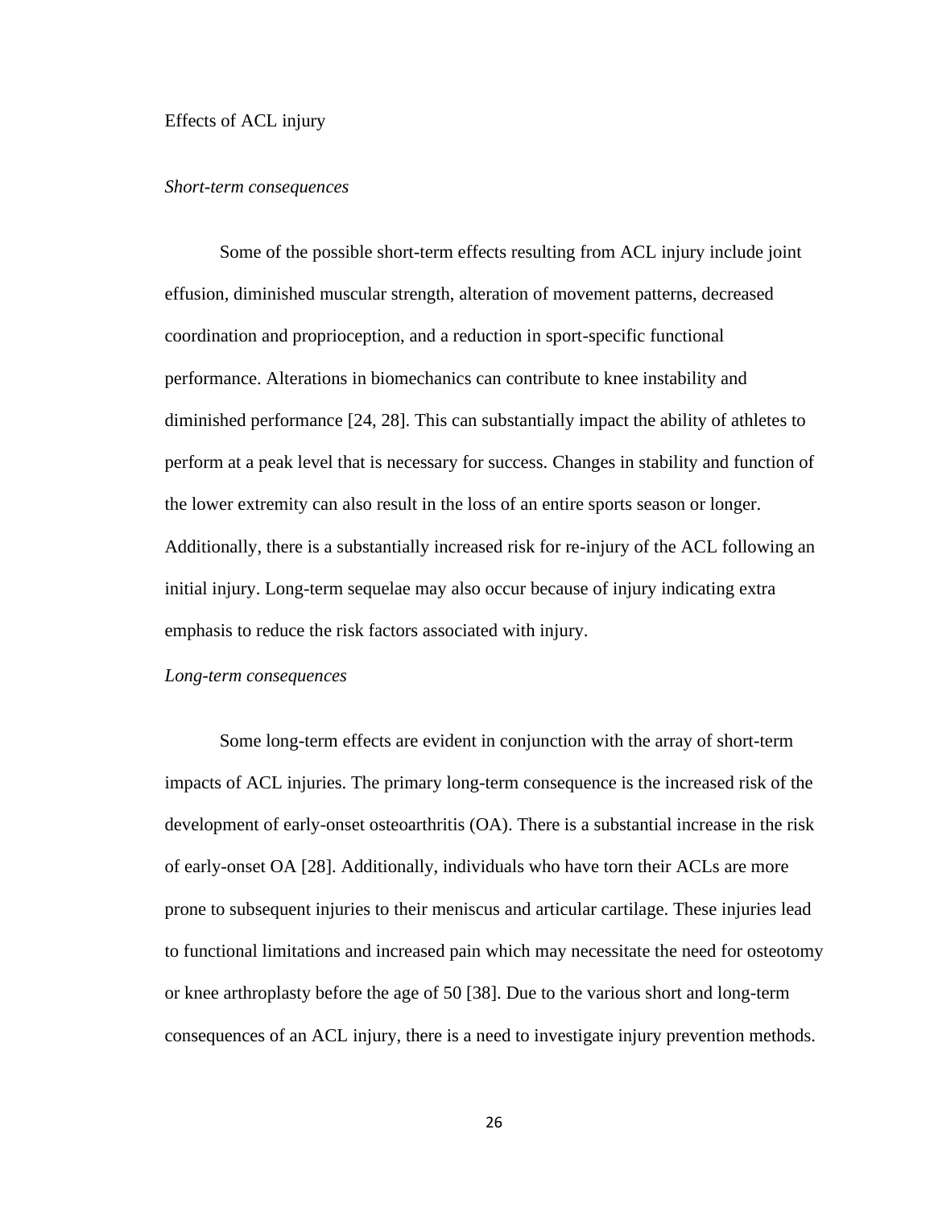## Effects of ACL injury

### *Short-term consequences*

Some of the possible short-term effects resulting from ACL injury include joint effusion, diminished muscular strength, alteration of movement patterns, decreased coordination and proprioception, and a reduction in sport-specific functional performance. Alterations in biomechanics can contribute to knee instability and diminished performance [24, 28]. This can substantially impact the ability of athletes to perform at a peak level that is necessary for success. Changes in stability and function of the lower extremity can also result in the loss of an entire sports season or longer. Additionally, there is a substantially increased risk for re-injury of the ACL following an initial injury. Long-term sequelae may also occur because of injury indicating extra emphasis to reduce the risk factors associated with injury.

### *Long-term consequences*

Some long-term effects are evident in conjunction with the array of short-term impacts of ACL injuries. The primary long-term consequence is the increased risk of the development of early-onset osteoarthritis (OA). There is a substantial increase in the risk of early-onset OA [28]. Additionally, individuals who have torn their ACLs are more prone to subsequent injuries to their meniscus and articular cartilage. These injuries lead to functional limitations and increased pain which may necessitate the need for osteotomy or knee arthroplasty before the age of 50 [38]. Due to the various short and long-term consequences of an ACL injury, there is a need to investigate injury prevention methods.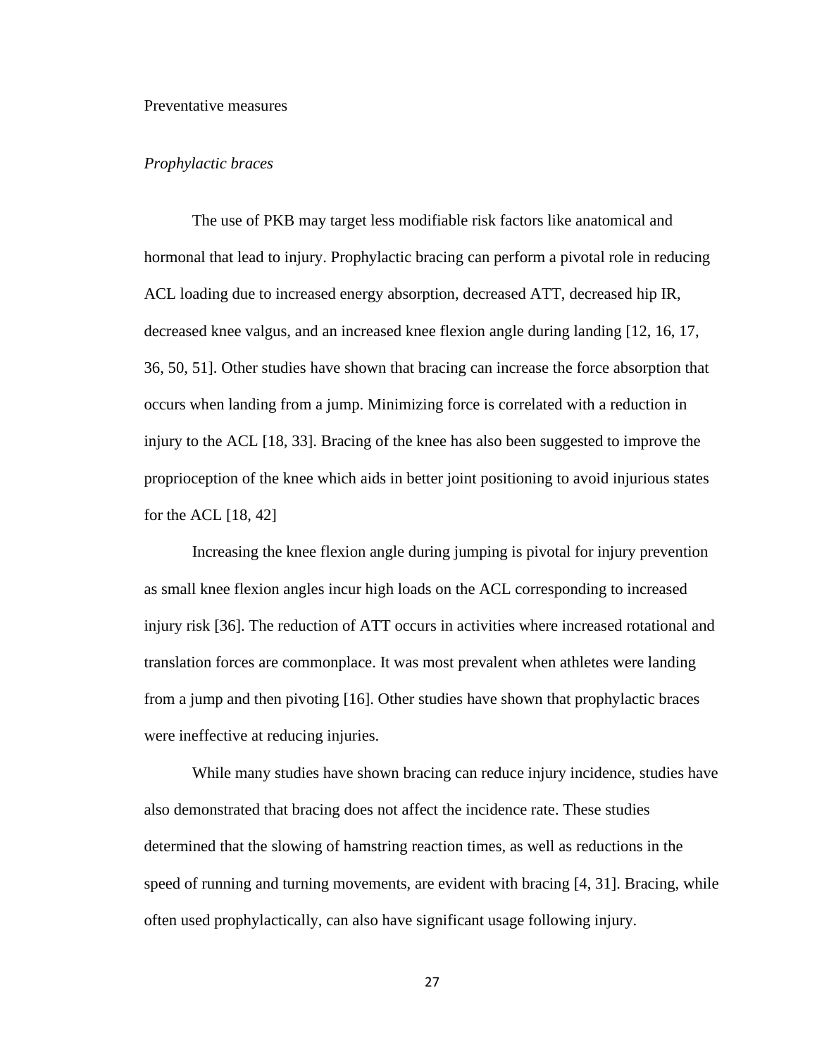## Preventative measures

### *Prophylactic braces*

The use of PKB may target less modifiable risk factors like anatomical and hormonal that lead to injury. Prophylactic bracing can perform a pivotal role in reducing ACL loading due to increased energy absorption, decreased ATT, decreased hip IR, decreased knee valgus, and an increased knee flexion angle during landing [12, 16, 17, 36, 50, 51]. Other studies have shown that bracing can increase the force absorption that occurs when landing from a jump. Minimizing force is correlated with a reduction in injury to the ACL [18, 33]. Bracing of the knee has also been suggested to improve the proprioception of the knee which aids in better joint positioning to avoid injurious states for the ACL [18, 42]

Increasing the knee flexion angle during jumping is pivotal for injury prevention as small knee flexion angles incur high loads on the ACL corresponding to increased injury risk [36]. The reduction of ATT occurs in activities where increased rotational and translation forces are commonplace. It was most prevalent when athletes were landing from a jump and then pivoting [16]. Other studies have shown that prophylactic braces were ineffective at reducing injuries.

While many studies have shown bracing can reduce injury incidence, studies have also demonstrated that bracing does not affect the incidence rate. These studies determined that the slowing of hamstring reaction times, as well as reductions in the speed of running and turning movements, are evident with bracing [4, 31]. Bracing, while often used prophylactically, can also have significant usage following injury.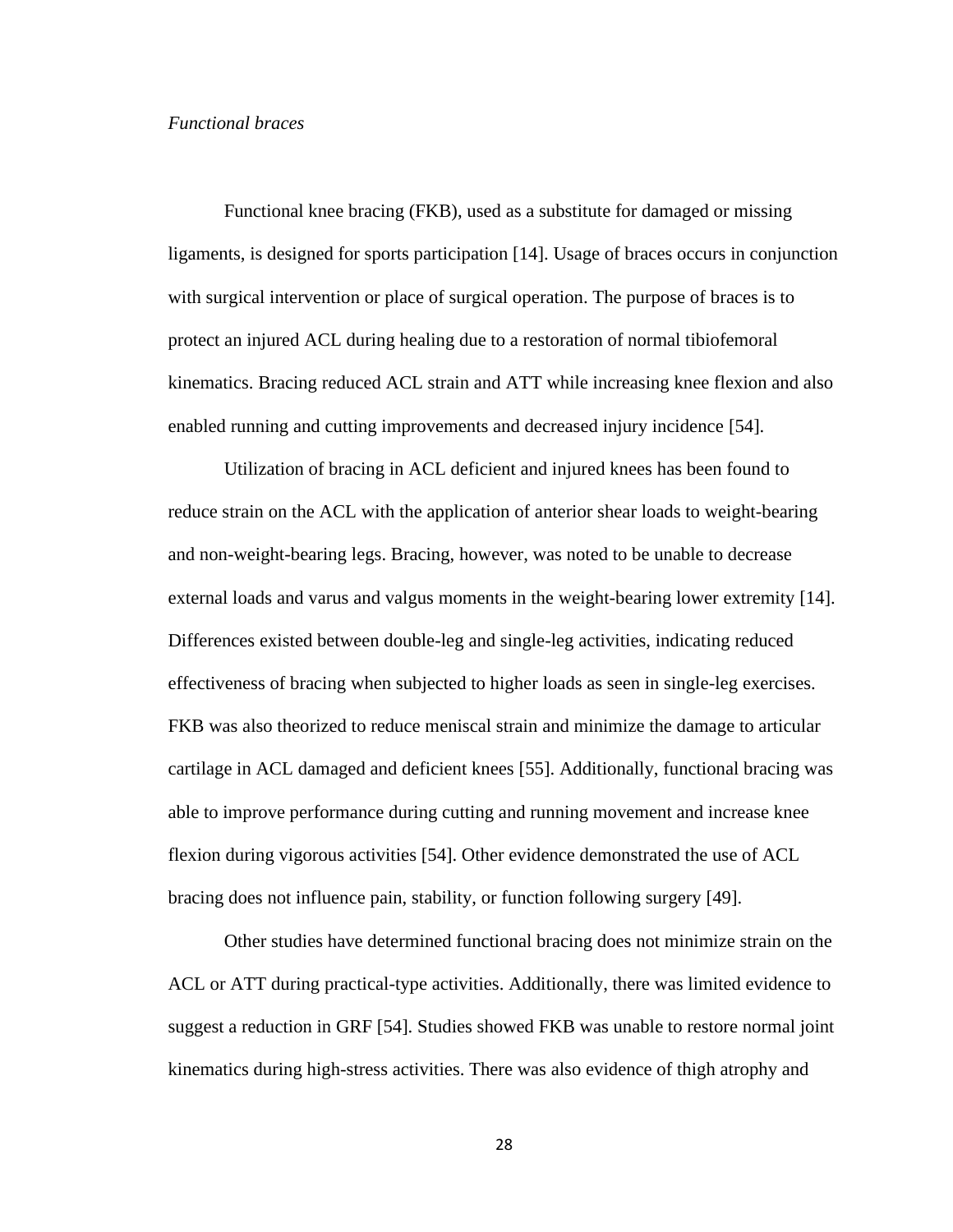*Functional braces*

Functional knee bracing (FKB), used as a substitute for damaged or missing ligaments, is designed for sports participation [14]. Usage of braces occurs in conjunction with surgical intervention or place of surgical operation. The purpose of braces is to protect an injured ACL during healing due to a restoration of normal tibiofemoral kinematics. Bracing reduced ACL strain and ATT while increasing knee flexion and also enabled running and cutting improvements and decreased injury incidence [54].

Utilization of bracing in ACL deficient and injured knees has been found to reduce strain on the ACL with the application of anterior shear loads to weight-bearing and non-weight-bearing legs. Bracing, however, was noted to be unable to decrease external loads and varus and valgus moments in the weight-bearing lower extremity [14]. Differences existed between double-leg and single-leg activities, indicating reduced effectiveness of bracing when subjected to higher loads as seen in single-leg exercises. FKB was also theorized to reduce meniscal strain and minimize the damage to articular cartilage in ACL damaged and deficient knees [55]. Additionally, functional bracing was able to improve performance during cutting and running movement and increase knee flexion during vigorous activities [54]. Other evidence demonstrated the use of ACL bracing does not influence pain, stability, or function following surgery [49].

Other studies have determined functional bracing does not minimize strain on the ACL or ATT during practical-type activities. Additionally, there was limited evidence to suggest a reduction in GRF [54]. Studies showed FKB was unable to restore normal joint kinematics during high-stress activities. There was also evidence of thigh atrophy and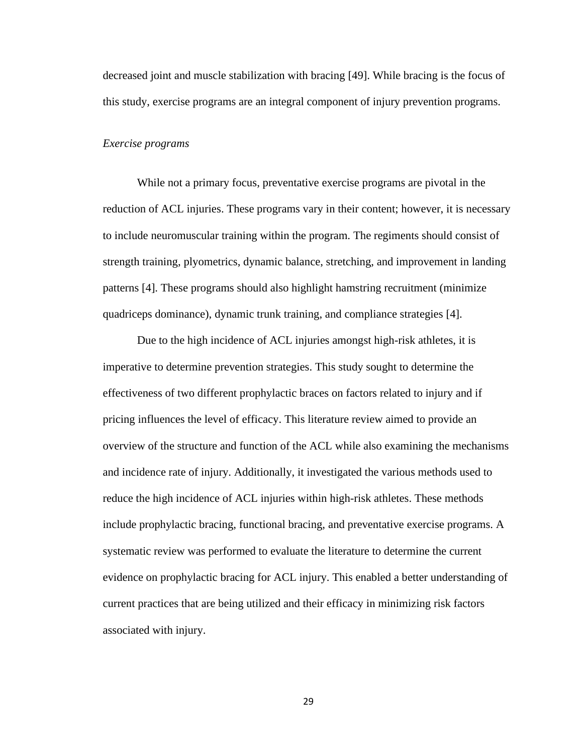decreased joint and muscle stabilization with bracing [49]. While bracing is the focus of this study, exercise programs are an integral component of injury prevention programs.

*Exercise programs*

While not a primary focus, preventative exercise programs are pivotal in the reduction of ACL injuries. These programs vary in their content; however, it is necessary to include neuromuscular training within the program. The regiments should consist of strength training, plyometrics, dynamic balance, stretching, and improvement in landing patterns [4]. These programs should also highlight hamstring recruitment (minimize quadriceps dominance), dynamic trunk training, and compliance strategies [4].

Due to the high incidence of ACL injuries amongst high-risk athletes, it is imperative to determine prevention strategies. This study sought to determine the effectiveness of two different prophylactic braces on factors related to injury and if pricing influences the level of efficacy. This literature review aimed to provide an overview of the structure and function of the ACL while also examining the mechanisms and incidence rate of injury. Additionally, it investigated the various methods used to reduce the high incidence of ACL injuries within high-risk athletes. These methods include prophylactic bracing, functional bracing, and preventative exercise programs. A systematic review was performed to evaluate the literature to determine the current evidence on prophylactic bracing for ACL injury. This enabled a better understanding of current practices that are being utilized and their efficacy in minimizing risk factors associated with injury.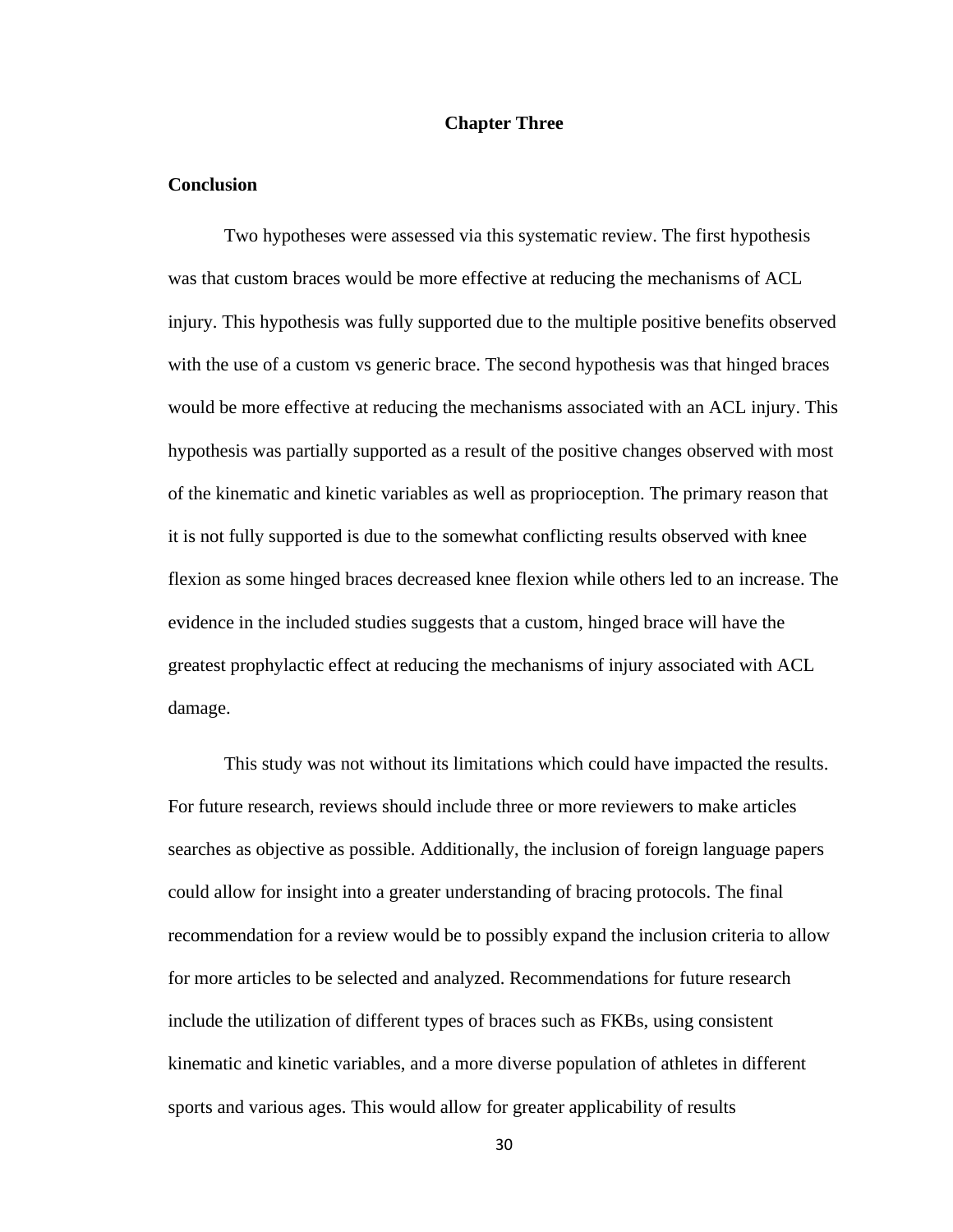# Chapter Three

## Conclusion

Two hypotheses were assessed via this systematic review. The first hypothesis was that custom braces would be more effective at reducing the mechanisms of ACL injury. This hypothesis was fully supported due to the multiple positive benefits observed with the use of a custom vs generic brace. The second hypothesis was that hinged braces would be more effective at reducing the mechanisms associated with an ACL injury. This hypothesis was partially supported as a result of the positive changes observed with most of the kinematic and kinetic variables as well as proprioception. The primary reason that it is not fully supported is due to the somewhat conflicting results observed with knee flexion as some hinged braces decreased knee flexion while others led to an increase. The evidence in the included studies suggests that a custom, hinged brace will have the greatest prophylactic effect at reducing the mechanisms of injury associated with ACL damage.

This study was not without its limitations which could have impacted the results. For future research, reviews should include three or more reviewers to make articles searches as objective as possible. Additionally, the inclusion of foreign language papers could allow for insight into a greater understanding of bracing protocols. The final recommendation for a review would be to possibly expand the inclusion criteria to allow for more articles to be selected and analyzed. Recommendations for future research include the utilization of different types of braces such as FKBs, using consistent kinematic and kinetic variables, and a more diverse population of athletes in different sports and various ages. This would allow for greater applicability of results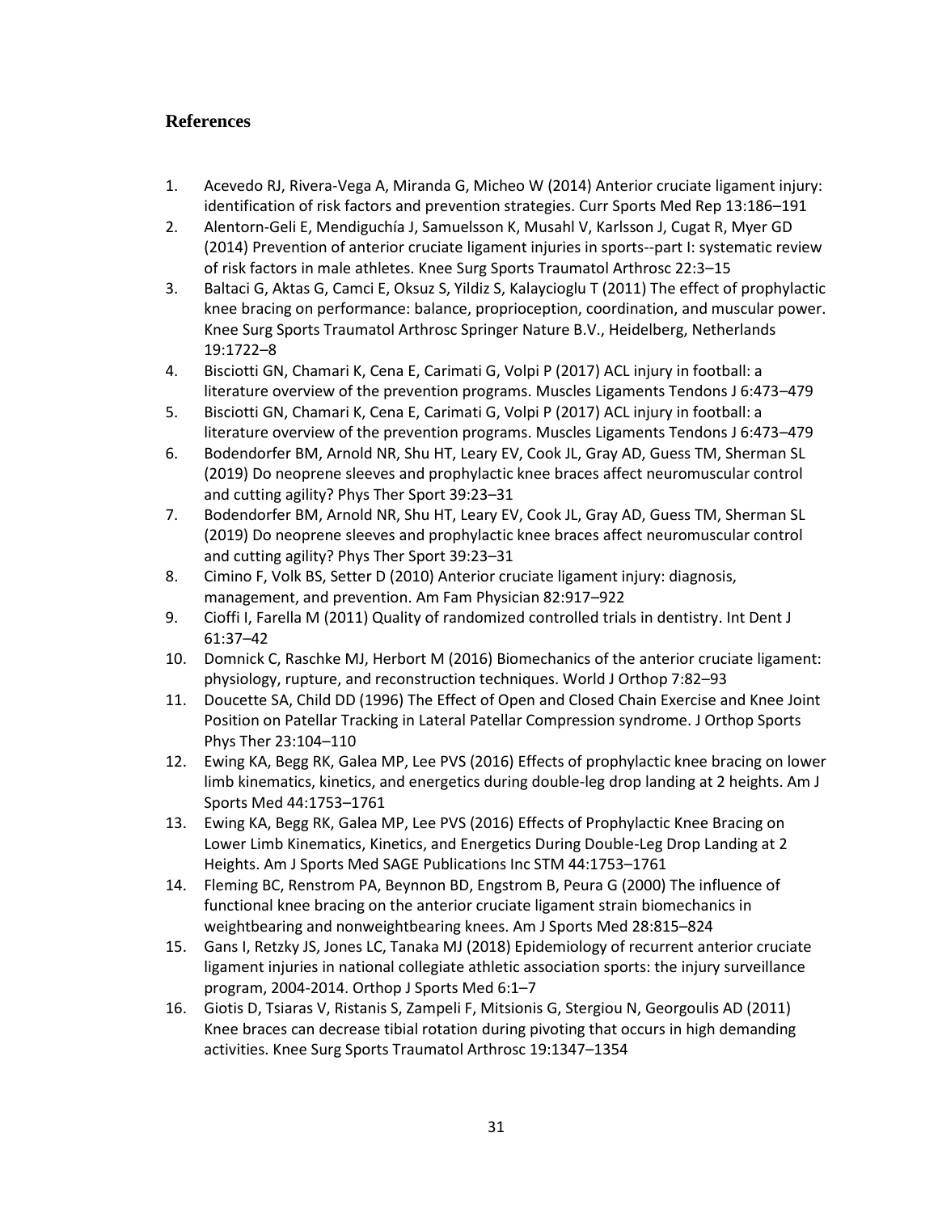## References

1. Acevedo RJ, Rivera-Vega A, Miranda G, Micheo W (2014) Anterior cruciate ligament injury: identification of risk factors and prevention strategies. Curr Sports Med Rep 13:186–191
2. Alentorn-Geli E, Mendiguchía J, Samuelsson K, Musahl V, Karlsson J, Cugat R, Myer GD (2014) Prevention of anterior cruciate ligament injuries in sports--part I: systematic review of risk factors in male athletes. Knee Surg Sports Traumatol Arthrosc 22:3–15
3. Baltaci G, Aktas G, Camci E, Oksuz S, Yildiz S, Kalaycioglu T (2011) The effect of prophylactic knee bracing on performance: balance, proprioception, coordination, and muscular power. Knee Surg Sports Traumatol Arthrosc Springer Nature B.V., Heidelberg, Netherlands 19:1722–8
4. Bisciotti GN, Chamari K, Cena E, Carimati G, Volpi P (2017) ACL injury in football: a literature overview of the prevention programs. Muscles Ligaments Tendons J 6:473–479
5. Bisciotti GN, Chamari K, Cena E, Carimati G, Volpi P (2017) ACL injury in football: a literature overview of the prevention programs. Muscles Ligaments Tendons J 6:473–479
6. Bodendorfer BM, Arnold NR, Shu HT, Leary EV, Cook JL, Gray AD, Guess TM, Sherman SL (2019) Do neoprene sleeves and prophylactic knee braces affect neuromuscular control and cutting agility? Phys Ther Sport 39:23–31
7. Bodendorfer BM, Arnold NR, Shu HT, Leary EV, Cook JL, Gray AD, Guess TM, Sherman SL (2019) Do neoprene sleeves and prophylactic knee braces affect neuromuscular control and cutting agility? Phys Ther Sport 39:23–31
8. Cimino F, Volk BS, Setter D (2010) Anterior cruciate ligament injury: diagnosis, management, and prevention. Am Fam Physician 82:917–922
9. Cioffi I, Farella M (2011) Quality of randomized controlled trials in dentistry. Int Dent J 61:37–42
10. Domnick C, Raschke MJ, Herbort M (2016) Biomechanics of the anterior cruciate ligament: physiology, rupture, and reconstruction techniques. World J Orthop 7:82–93
11. Doucette SA, Child DD (1996) The Effect of Open and Closed Chain Exercise and Knee Joint Position on Patellar Tracking in Lateral Patellar Compression syndrome. J Orthop Sports Phys Ther 23:104–110
12. Ewing KA, Begg RK, Galea MP, Lee PVS (2016) Effects of prophylactic knee bracing on lower limb kinematics, kinetics, and energetics during double-leg drop landing at 2 heights. Am J Sports Med 44:1753–1761
13. Ewing KA, Begg RK, Galea MP, Lee PVS (2016) Effects of Prophylactic Knee Bracing on Lower Limb Kinematics, Kinetics, and Energetics During Double-Leg Drop Landing at 2 Heights. Am J Sports Med SAGE Publications Inc STM 44:1753–1761
14. Fleming BC, Renstrom PA, Beynnon BD, Engstrom B, Peura G (2000) The influence of functional knee bracing on the anterior cruciate ligament strain biomechanics in weightbearing and nonweightbearing knees. Am J Sports Med 28:815–824
15. Gans I, Retzky JS, Jones LC, Tanaka MJ (2018) Epidemiology of recurrent anterior cruciate ligament injuries in national collegiate athletic association sports: the injury surveillance program, 2004-2014. Orthop J Sports Med 6:1–7
16. Giotis D, Tsiaras V, Ristanis S, Zampeli F, Mitsionis G, Stergiou N, Georgoulis AD (2011) Knee braces can decrease tibial rotation during pivoting that occurs in high demanding activities. Knee Surg Sports Traumatol Arthrosc 19:1347–1354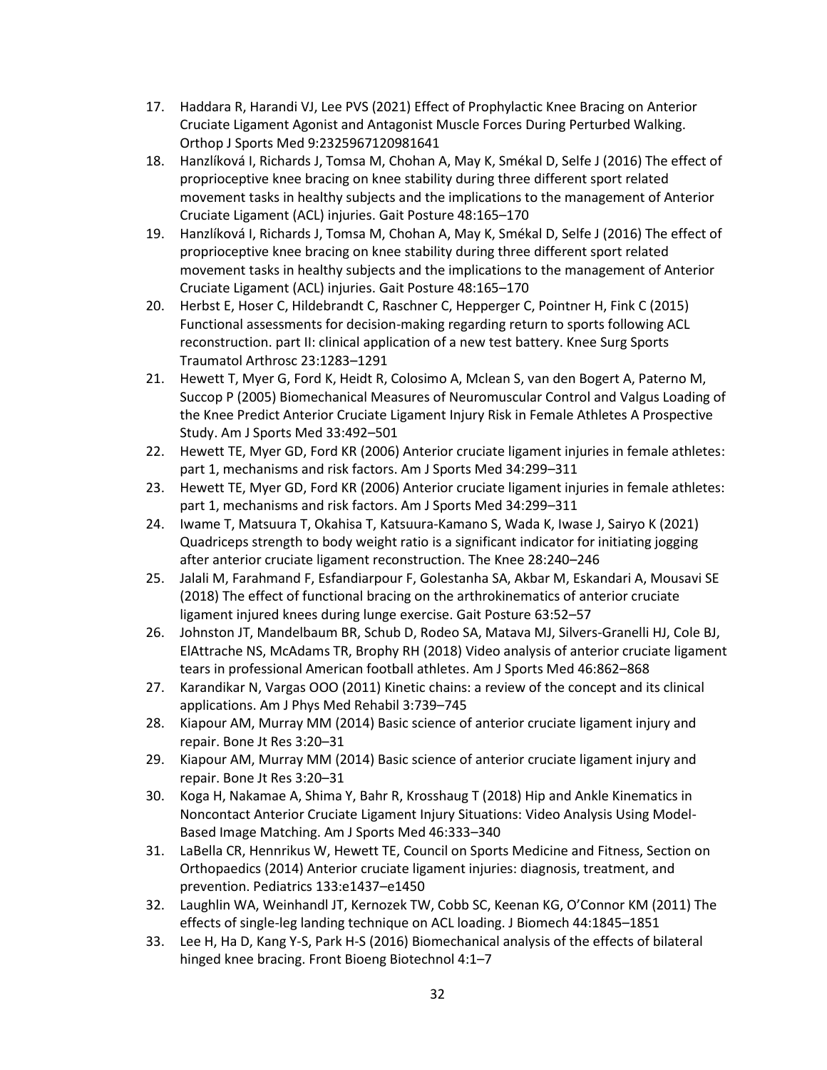17. Haddara R, Harandi VJ, Lee PVS (2021) Effect of Prophylactic Knee Bracing on Anterior Cruciate Ligament Agonist and Antagonist Muscle Forces During Perturbed Walking. Orthop J Sports Med 9:2325967120981641
18. Hanzlíková I, Richards J, Tomsa M, Chohan A, May K, Smékal D, Selfe J (2016) The effect of proprioceptive knee bracing on knee stability during three different sport related movement tasks in healthy subjects and the implications to the management of Anterior Cruciate Ligament (ACL) injuries. Gait Posture 48:165–170
19. Hanzlíková I, Richards J, Tomsa M, Chohan A, May K, Smékal D, Selfe J (2016) The effect of proprioceptive knee bracing on knee stability during three different sport related movement tasks in healthy subjects and the implications to the management of Anterior Cruciate Ligament (ACL) injuries. Gait Posture 48:165–170
20. Herbst E, Hoser C, Hildebrandt C, Raschner C, Hepperger C, Pointner H, Fink C (2015) Functional assessments for decision-making regarding return to sports following ACL reconstruction. part II: clinical application of a new test battery. Knee Surg Sports Traumatol Arthrosc 23:1283–1291
21. Hewett T, Myer G, Ford K, Heidt R, Colosimo A, Mclean S, van den Bogert A, Paterno M, Succop P (2005) Biomechanical Measures of Neuromuscular Control and Valgus Loading of the Knee Predict Anterior Cruciate Ligament Injury Risk in Female Athletes A Prospective Study. Am J Sports Med 33:492–501
22. Hewett TE, Myer GD, Ford KR (2006) Anterior cruciate ligament injuries in female athletes: part 1, mechanisms and risk factors. Am J Sports Med 34:299–311
23. Hewett TE, Myer GD, Ford KR (2006) Anterior cruciate ligament injuries in female athletes: part 1, mechanisms and risk factors. Am J Sports Med 34:299–311
24. Iwame T, Matsuura T, Okahisa T, Katsuura-Kamano S, Wada K, Iwase J, Sairyo K (2021) Quadriceps strength to body weight ratio is a significant indicator for initiating jogging after anterior cruciate ligament reconstruction. The Knee 28:240–246
25. Jalali M, Farahmand F, Esfandiarpour F, Golestanha SA, Akbar M, Eskandari A, Mousavi SE (2018) The effect of functional bracing on the arthrokinematics of anterior cruciate ligament injured knees during lunge exercise. Gait Posture 63:52–57
26. Johnston JT, Mandelbaum BR, Schub D, Rodeo SA, Matava MJ, Silvers-Granelli HJ, Cole BJ, ElAttrache NS, McAdams TR, Brophy RH (2018) Video analysis of anterior cruciate ligament tears in professional American football athletes. Am J Sports Med 46:862–868
27. Karandikar N, Vargas OOO (2011) Kinetic chains: a review of the concept and its clinical applications. Am J Phys Med Rehabil 3:739–745
28. Kiapour AM, Murray MM (2014) Basic science of anterior cruciate ligament injury and repair. Bone Jt Res 3:20–31
29. Kiapour AM, Murray MM (2014) Basic science of anterior cruciate ligament injury and repair. Bone Jt Res 3:20–31
30. Koga H, Nakamae A, Shima Y, Bahr R, Krosshaug T (2018) Hip and Ankle Kinematics in Noncontact Anterior Cruciate Ligament Injury Situations: Video Analysis Using Model-Based Image Matching. Am J Sports Med 46:333–340
31. LaBella CR, Hennrikus W, Hewett TE, Council on Sports Medicine and Fitness, Section on Orthopaedics (2014) Anterior cruciate ligament injuries: diagnosis, treatment, and prevention. Pediatrics 133:e1437–e1450
32. Laughlin WA, Weinhandl JT, Kernozek TW, Cobb SC, Keenan KG, O'Connor KM (2011) The effects of single-leg landing technique on ACL loading. J Biomech 44:1845–1851
33. Lee H, Ha D, Kang Y-S, Park H-S (2016) Biomechanical analysis of the effects of bilateral hinged knee bracing. Front Bioeng Biotechnol 4:1–7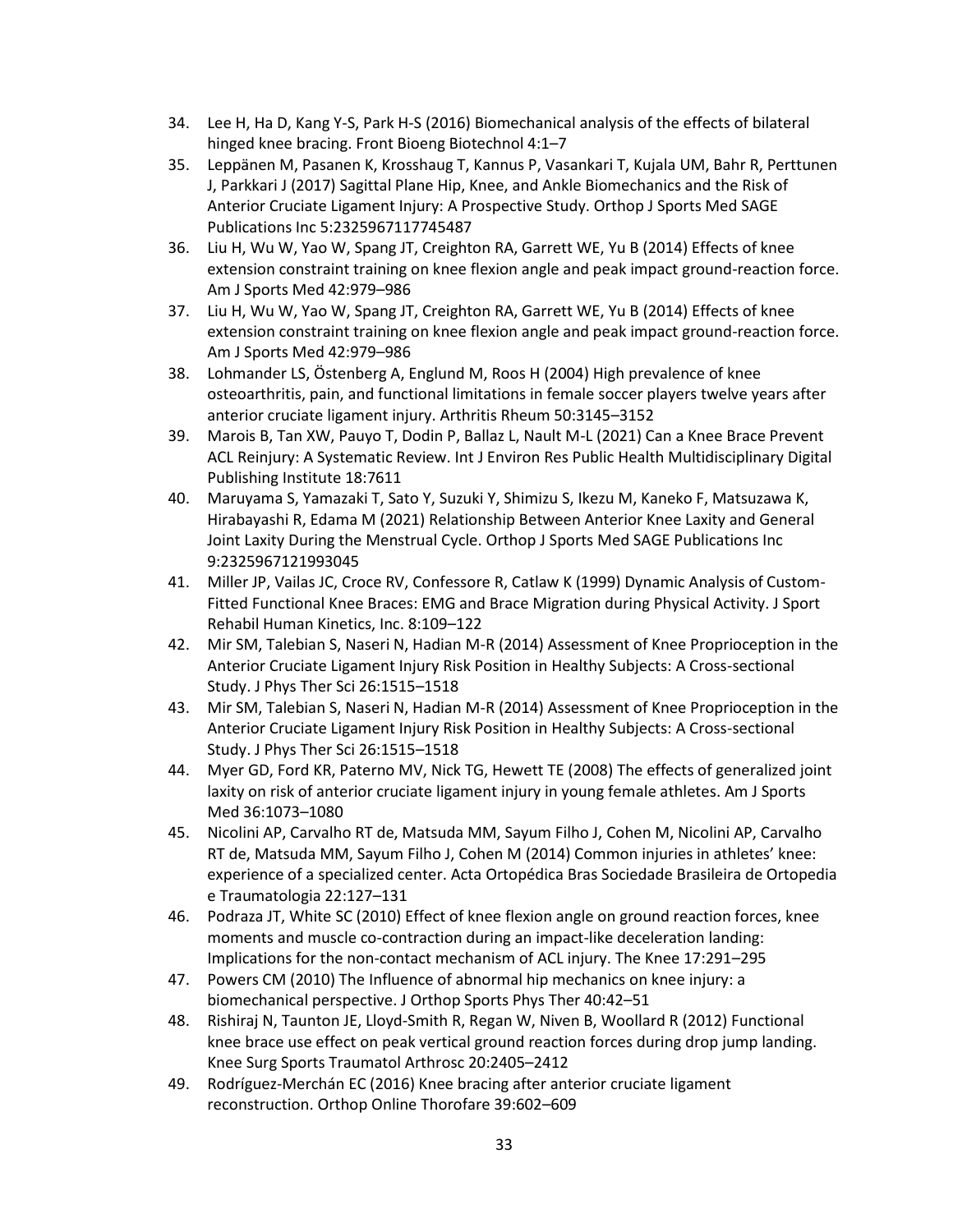34. Lee H, Ha D, Kang Y-S, Park H-S (2016) Biomechanical analysis of the effects of bilateral hinged knee bracing. Front Bioeng Biotechnol 4:1–7
35. Leppänen M, Pasanen K, Krosshaug T, Kannus P, Vasankari T, Kujala UM, Bahr R, Perttunen J, Parkkari J (2017) Sagittal Plane Hip, Knee, and Ankle Biomechanics and the Risk of Anterior Cruciate Ligament Injury: A Prospective Study. Orthop J Sports Med SAGE Publications Inc 5:2325967117745487
36. Liu H, Wu W, Yao W, Spang JT, Creighton RA, Garrett WE, Yu B (2014) Effects of knee extension constraint training on knee flexion angle and peak impact ground-reaction force. Am J Sports Med 42:979–986
37. Liu H, Wu W, Yao W, Spang JT, Creighton RA, Garrett WE, Yu B (2014) Effects of knee extension constraint training on knee flexion angle and peak impact ground-reaction force. Am J Sports Med 42:979–986
38. Lohmander LS, Östenberg A, Englund M, Roos H (2004) High prevalence of knee osteoarthritis, pain, and functional limitations in female soccer players twelve years after anterior cruciate ligament injury. Arthritis Rheum 50:3145–3152
39. Marois B, Tan XW, Pauyo T, Dodin P, Ballaz L, Nault M-L (2021) Can a Knee Brace Prevent ACL Reinjury: A Systematic Review. Int J Environ Res Public Health Multidisciplinary Digital Publishing Institute 18:7611
40. Maruyama S, Yamazaki T, Sato Y, Suzuki Y, Shimizu S, Ikezu M, Kaneko F, Matsuzawa K, Hirabayashi R, Edama M (2021) Relationship Between Anterior Knee Laxity and General Joint Laxity During the Menstrual Cycle. Orthop J Sports Med SAGE Publications Inc 9:2325967121993045
41. Miller JP, Vailas JC, Croce RV, Confessore R, Catlaw K (1999) Dynamic Analysis of Custom-Fitted Functional Knee Braces: EMG and Brace Migration during Physical Activity. J Sport Rehabil Human Kinetics, Inc. 8:109–122
42. Mir SM, Talebian S, Naseri N, Hadian M-R (2014) Assessment of Knee Proprioception in the Anterior Cruciate Ligament Injury Risk Position in Healthy Subjects: A Cross-sectional Study. J Phys Ther Sci 26:1515–1518
43. Mir SM, Talebian S, Naseri N, Hadian M-R (2014) Assessment of Knee Proprioception in the Anterior Cruciate Ligament Injury Risk Position in Healthy Subjects: A Cross-sectional Study. J Phys Ther Sci 26:1515–1518
44. Myer GD, Ford KR, Paterno MV, Nick TG, Hewett TE (2008) The effects of generalized joint laxity on risk of anterior cruciate ligament injury in young female athletes. Am J Sports Med 36:1073–1080
45. Nicolini AP, Carvalho RT de, Matsuda MM, Sayum Filho J, Cohen M, Nicolini AP, Carvalho RT de, Matsuda MM, Sayum Filho J, Cohen M (2014) Common injuries in athletes' knee: experience of a specialized center. Acta Ortopédica Bras Sociedade Brasileira de Ortopedia e Traumatologia 22:127–131
46. Podraza JT, White SC (2010) Effect of knee flexion angle on ground reaction forces, knee moments and muscle co-contraction during an impact-like deceleration landing: Implications for the non-contact mechanism of ACL injury. The Knee 17:291–295
47. Powers CM (2010) The Influence of abnormal hip mechanics on knee injury: a biomechanical perspective. J Orthop Sports Phys Ther 40:42–51
48. Rishiraj N, Taunton JE, Lloyd-Smith R, Regan W, Niven B, Woollard R (2012) Functional knee brace use effect on peak vertical ground reaction forces during drop jump landing. Knee Surg Sports Traumatol Arthrosc 20:2405–2412
49. Rodríguez-Merchán EC (2016) Knee bracing after anterior cruciate ligament reconstruction. Orthop Online Thorofare 39:602–609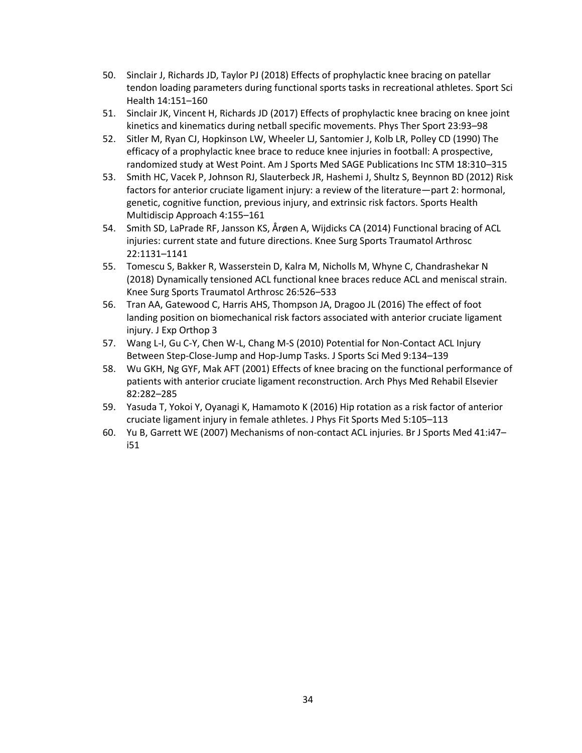50. Sinclair J, Richards JD, Taylor PJ (2018) Effects of prophylactic knee bracing on patellar tendon loading parameters during functional sports tasks in recreational athletes. Sport Sci Health 14:151–160
51. Sinclair JK, Vincent H, Richards JD (2017) Effects of prophylactic knee bracing on knee joint kinetics and kinematics during netball specific movements. Phys Ther Sport 23:93–98
52. Sitler M, Ryan CJ, Hopkinson LW, Wheeler LJ, Santomier J, Kolb LR, Polley CD (1990) The efficacy of a prophylactic knee brace to reduce knee injuries in football: A prospective, randomized study at West Point. Am J Sports Med SAGE Publications Inc STM 18:310–315
53. Smith HC, Vacek P, Johnson RJ, Slauterbeck JR, Hashemi J, Shultz S, Beynnon BD (2012) Risk factors for anterior cruciate ligament injury: a review of the literature—part 2: hormonal, genetic, cognitive function, previous injury, and extrinsic risk factors. Sports Health Multidiscip Approach 4:155–161
54. Smith SD, LaPrade RF, Jansson KS, Årøen A, Wijdicks CA (2014) Functional bracing of ACL injuries: current state and future directions. Knee Surg Sports Traumatol Arthrosc 22:1131–1141
55. Tomescu S, Bakker R, Wasserstein D, Kalra M, Nicholls M, Whyne C, Chandrashekar N (2018) Dynamically tensioned ACL functional knee braces reduce ACL and meniscal strain. Knee Surg Sports Traumatol Arthrosc 26:526–533
56. Tran AA, Gatewood C, Harris AHS, Thompson JA, Dragoo JL (2016) The effect of foot landing position on biomechanical risk factors associated with anterior cruciate ligament injury. J Exp Orthop 3
57. Wang L-I, Gu C-Y, Chen W-L, Chang M-S (2010) Potential for Non-Contact ACL Injury Between Step-Close-Jump and Hop-Jump Tasks. J Sports Sci Med 9:134–139
58. Wu GKH, Ng GYF, Mak AFT (2001) Effects of knee bracing on the functional performance of patients with anterior cruciate ligament reconstruction. Arch Phys Med Rehabil Elsevier 82:282–285
59. Yasuda T, Yokoi Y, Oyanagi K, Hamamoto K (2016) Hip rotation as a risk factor of anterior cruciate ligament injury in female athletes. J Phys Fit Sports Med 5:105–113
60. Yu B, Garrett WE (2007) Mechanisms of non-contact ACL injuries. Br J Sports Med 41:i47–i51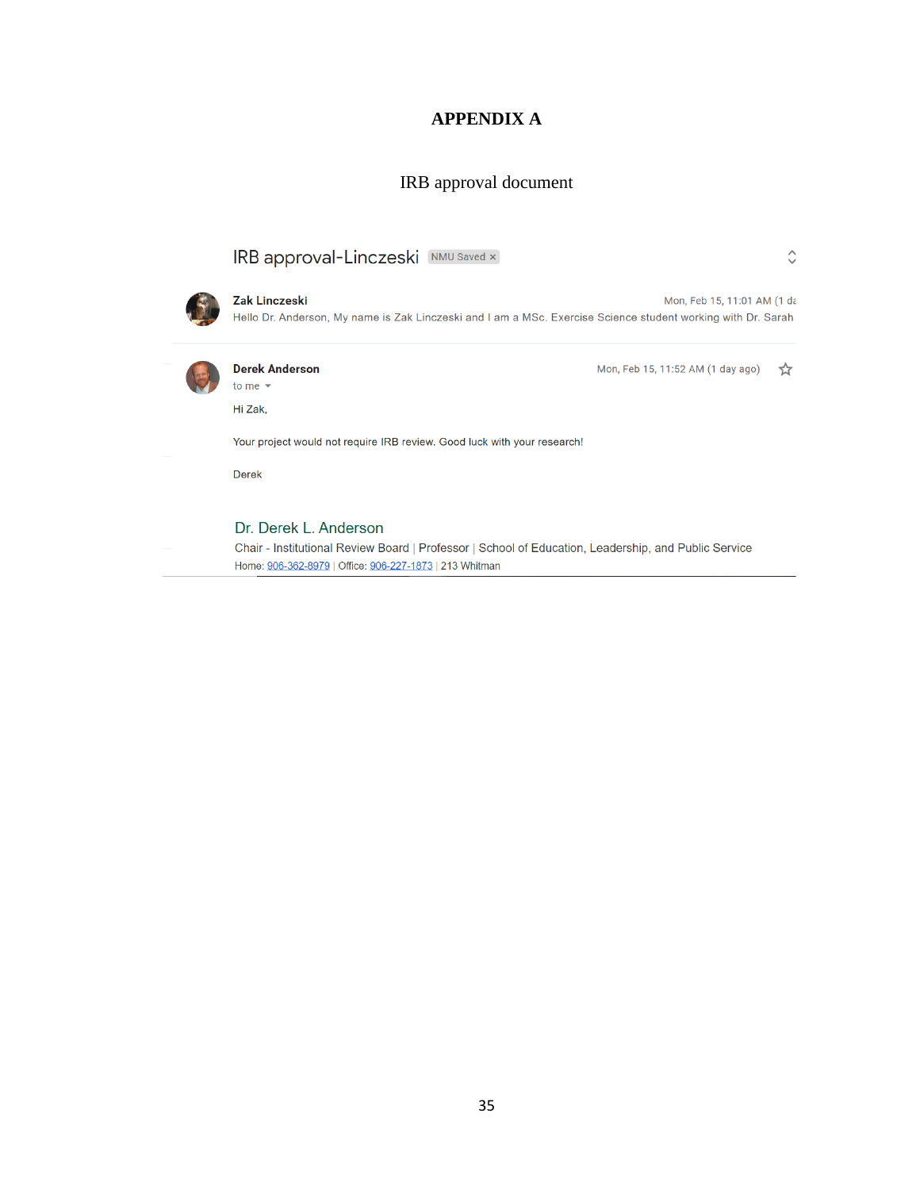# APPENDIX A

IRB approval document

IRB approval-Linczeski NMU Saved ×

**Zak Linczeski** Mon, Feb 15, 11:01 AM (1 da

Hello Dr. Anderson, My name is Zak Linczeski and I am a MSc. Exercise Science student working with Dr. Sarah

**Derek Anderson** Mon, Feb 15, 11:52 AM (1 day ago)

to me

Hi Zak,

Your project would not require IRB review. Good luck with your research!

Derek

Dr. Derek L. Anderson

Chair - Institutional Review Board | Professor | School of Education, Leadership, and Public Service

Home: 906-362-8979 | Office: 906-227-1873 | 213 Whitman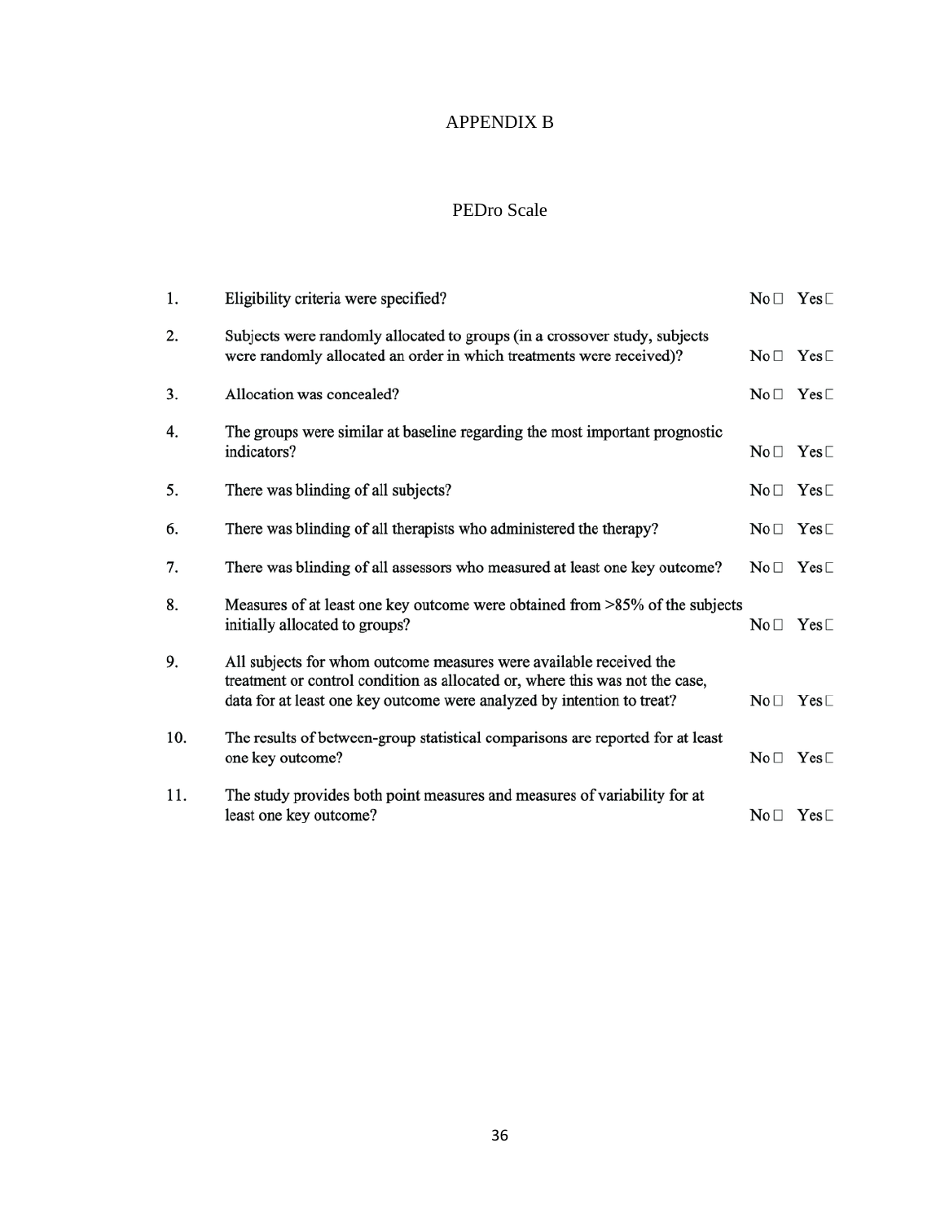# APPENDIX B

## PEDro Scale

1. Eligibility criteria were specified? No ☐ Yes ☐

2. Subjects were randomly allocated to groups (in a crossover study, subjects were randomly allocated an order in which treatments were received)? No ☐ Yes ☐

3. Allocation was concealed? No ☐ Yes ☐

4. The groups were similar at baseline regarding the most important prognostic indicators? No ☐ Yes ☐

5. There was blinding of all subjects? No ☐ Yes ☐

6. There was blinding of all therapists who administered the therapy? No ☐ Yes ☐

7. There was blinding of all assessors who measured at least one key outcome? No ☐ Yes ☐

8. Measures of at least one key outcome were obtained from >85% of the subjects initially allocated to groups? No ☐ Yes ☐

9. All subjects for whom outcome measures were available received the treatment or control condition as allocated or, where this was not the case, data for at least one key outcome were analyzed by intention to treat? No ☐ Yes ☐

10. The results of between-group statistical comparisons are reported for at least one key outcome? No ☐ Yes ☐

11. The study provides both point measures and measures of variability for at least one key outcome? No ☐ Yes ☐